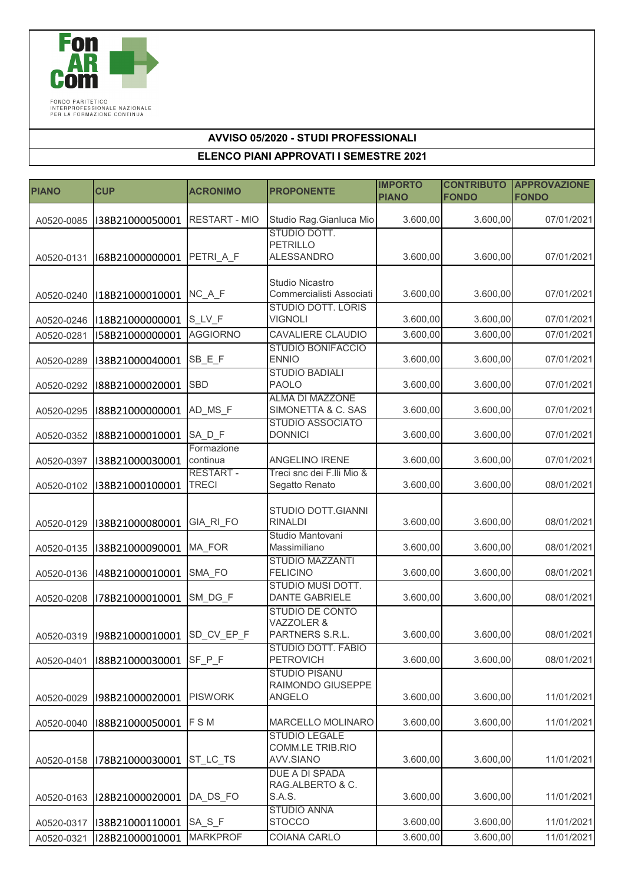FonARCom

FONDO PARITETICO INTERPROFESSIONALE NAZIONALE PER LA FORMAZIONE CONTINUA

## AVVISO 05/2020 - STUDI PROFESSIONALI

## ELENCO PIANI APPROVATI I SEMESTRE 2021

| PIANO | CUP | ACRONIMO | PROPONENTE | IMPORTO PIANO | CONTRIBUTO FONDO | APPROVAZIONE FONDO |
|---|---|---|---|---|---|---|
| A0520-0085 | I38B21000050001 | RESTART - MIO | Studio Rag.Gianluca Mio | 3.600,00 | 3.600,00 | 07/01/2021 |
| A0520-0131 | I68B21000000001 | PETRI_A_F | STUDIO DOTT. PETRILLO ALESSANDRO | 3.600,00 | 3.600,00 | 07/01/2021 |
| A0520-0240 | I18B21000010001 | NC_A_F | Studio Nicastro Commercialisti Associati | 3.600,00 | 3.600,00 | 07/01/2021 |
| A0520-0246 | I18B21000000001 | S_LV_F | STUDIO DOTT. LORIS VIGNOLI | 3.600,00 | 3.600,00 | 07/01/2021 |
| A0520-0281 | I58B21000000001 | AGGIORNO | CAVALIERE CLAUDIO | 3.600,00 | 3.600,00 | 07/01/2021 |
| A0520-0289 | I38B21000040001 | SB_E_F | STUDIO BONIFACCIO ENNIO | 3.600,00 | 3.600,00 | 07/01/2021 |
| A0520-0292 | I88B21000020001 | SBD | STUDIO BADIALI PAOLO | 3.600,00 | 3.600,00 | 07/01/2021 |
| A0520-0295 | I88B21000000001 | AD_MS_F | ALMA DI MAZZONE SIMONETTA & C. SAS | 3.600,00 | 3.600,00 | 07/01/2021 |
| A0520-0352 | I88B21000010001 | SA_D_F | STUDIO ASSOCIATO DONNICI | 3.600,00 | 3.600,00 | 07/01/2021 |
| A0520-0397 | I38B21000030001 | Formazione continua | ANGELINO IRENE | 3.600,00 | 3.600,00 | 07/01/2021 |
| A0520-0102 | I38B21000100001 | RESTART - TRECI | Treci snc dei F.lli Mio & Segatto Renato | 3.600,00 | 3.600,00 | 08/01/2021 |
| A0520-0129 | I38B21000080001 | GIA_RI_FO | STUDIO DOTT.GIANNI RINALDI | 3.600,00 | 3.600,00 | 08/01/2021 |
| A0520-0135 | I38B21000090001 | MA_FOR | Studio Mantovani Massimiliano | 3.600,00 | 3.600,00 | 08/01/2021 |
| A0520-0136 | I48B21000010001 | SMA_FO | STUDIO MAZZANTI FELICINO | 3.600,00 | 3.600,00 | 08/01/2021 |
| A0520-0208 | I78B21000010001 | SM_DG_F | STUDIO MUSI DOTT. DANTE GABRIELE | 3.600,00 | 3.600,00 | 08/01/2021 |
| A0520-0319 | I98B21000010001 | SD_CV_EP_F | STUDIO DE CONTO VAZZOLER & PARTNERS S.R.L. | 3.600,00 | 3.600,00 | 08/01/2021 |
| A0520-0401 | I88B21000030001 | SF_P_F | STUDIO DOTT. FABIO PETROVICH | 3.600,00 | 3.600,00 | 08/01/2021 |
| A0520-0029 | I98B21000020001 | PISWORK | STUDIO PISANU RAIMONDO GIUSEPPE ANGELO | 3.600,00 | 3.600,00 | 11/01/2021 |
| A0520-0040 | I88B21000050001 | F S M | MARCELLO MOLINARO | 3.600,00 | 3.600,00 | 11/01/2021 |
| A0520-0158 | I78B21000030001 | ST_LC_TS | STUDIO LEGALE COMM.LE TRIB.RIO AVV.SIANO | 3.600,00 | 3.600,00 | 11/01/2021 |
| A0520-0163 | I28B21000020001 | DA_DS_FO | DUE A DI SPADA RAG.ALBERTO & C. S.A.S. | 3.600,00 | 3.600,00 | 11/01/2021 |
| A0520-0317 | I38B21000110001 | SA_S_F | STUDIO ANNA STOCCO | 3.600,00 | 3.600,00 | 11/01/2021 |
| A0520-0321 | I28B21000010001 | MARKPROF | COIANA CARLO | 3.600,00 | 3.600,00 | 11/01/2021 |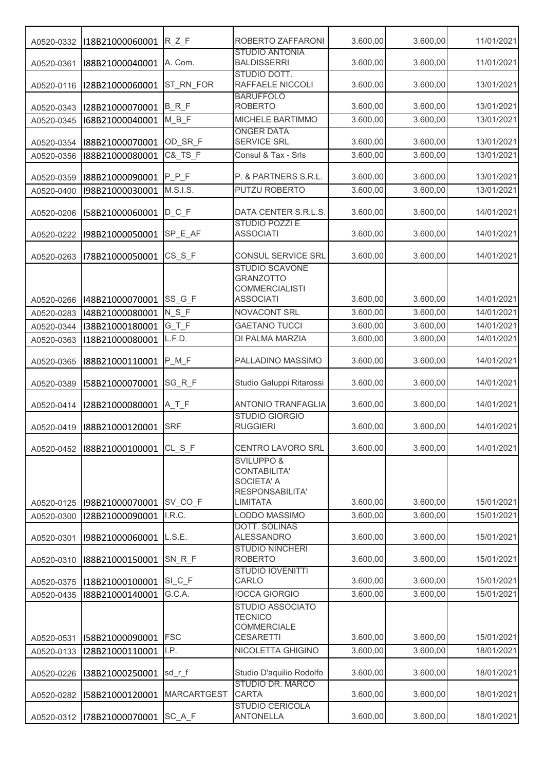| | | | | | | |
|---|---|---|---|---|---|---|
| A0520-0332 | I18B21000060001 | R_Z_F | ROBERTO ZAFFARONI | 3.600,00 | 3.600,00 | 11/01/2021 |
| A0520-0361 | I88B21000040001 | A. Com. | STUDIO ANTONIA BALDISSERRI | 3.600,00 | 3.600,00 | 11/01/2021 |
| A0520-0116 | I28B21000060001 | ST_RN_FOR | STUDIO DOTT. RAFFAELE NICCOLI | 3.600,00 | 3.600,00 | 13/01/2021 |
| A0520-0343 | I28B21000070001 | B_R_F | BARUFFOLO ROBERTO | 3.600,00 | 3.600,00 | 13/01/2021 |
| A0520-0345 | I68B21000040001 | M_B_F | MICHELE BARTIMMO | 3.600,00 | 3.600,00 | 13/01/2021 |
| A0520-0354 | I88B21000070001 | OD_SR_F | ONGER DATA SERVICE SRL | 3.600,00 | 3.600,00 | 13/01/2021 |
| A0520-0356 | I88B21000080001 | C&_TS_F | Consul & Tax - Srls | 3.600,00 | 3.600,00 | 13/01/2021 |
| A0520-0359 | I88B21000090001 | P_P_F | P. & PARTNERS S.R.L. | 3.600,00 | 3.600,00 | 13/01/2021 |
| A0520-0400 | I98B21000030001 | M.S.I.S. | PUTZU ROBERTO | 3.600,00 | 3.600,00 | 13/01/2021 |
| A0520-0206 | I58B21000060001 | D_C_F | DATA CENTER S.R.L.S. | 3.600,00 | 3.600,00 | 14/01/2021 |
| A0520-0222 | I98B21000050001 | SP_E_AF | STUDIO POZZI E ASSOCIATI | 3.600,00 | 3.600,00 | 14/01/2021 |
| A0520-0263 | I78B21000050001 | CS_S_F | CONSUL SERVICE SRL | 3.600,00 | 3.600,00 | 14/01/2021 |
| A0520-0266 | I48B21000070001 | SS_G_F | STUDIO SCAVONE GRANZOTTO COMMERCIALISTI ASSOCIATI | 3.600,00 | 3.600,00 | 14/01/2021 |
| A0520-0283 | I48B21000080001 | N_S_F | NOVACONT SRL | 3.600,00 | 3.600,00 | 14/01/2021 |
| A0520-0344 | I38B21000180001 | G_T_F | GAETANO TUCCI | 3.600,00 | 3.600,00 | 14/01/2021 |
| A0520-0363 | I18B21000080001 | L.F.D. | DI PALMA MARZIA | 3.600,00 | 3.600,00 | 14/01/2021 |
| A0520-0365 | I88B21000110001 | P_M_F | PALLADINO MASSIMO | 3.600,00 | 3.600,00 | 14/01/2021 |
| A0520-0389 | I58B21000070001 | SG_R_F | Studio Galuppi Ritarossi | 3.600,00 | 3.600,00 | 14/01/2021 |
| A0520-0414 | I28B21000080001 | A_T_F | ANTONIO TRANFAGLIA | 3.600,00 | 3.600,00 | 14/01/2021 |
| A0520-0419 | I88B21000120001 | SRF | STUDIO GIORGIO RUGGIERI | 3.600,00 | 3.600,00 | 14/01/2021 |
| A0520-0452 | I88B21000100001 | CL_S_F | CENTRO LAVORO SRL | 3.600,00 | 3.600,00 | 14/01/2021 |
| A0520-0125 | I98B21000070001 | SV_CO_F | SVILUPPO & CONTABILITA' SOCIETA' A RESPONSABILITA' LIMITATA | 3.600,00 | 3.600,00 | 15/01/2021 |
| A0520-0300 | I28B21000090001 | I.R.C. | LODDO MASSIMO | 3.600,00 | 3.600,00 | 15/01/2021 |
| A0520-0301 | I98B21000060001 | L.S.E. | DOTT. SOLINAS ALESSANDRO | 3.600,00 | 3.600,00 | 15/01/2021 |
| A0520-0310 | I88B21000150001 | SN_R_F | STUDIO NINCHERI ROBERTO | 3.600,00 | 3.600,00 | 15/01/2021 |
| A0520-0375 | I18B21000100001 | SI_C_F | STUDIO IOVENITTI CARLO | 3.600,00 | 3.600,00 | 15/01/2021 |
| A0520-0435 | I88B21000140001 | G.C.A. | IOCCA GIORGIO | 3.600,00 | 3.600,00 | 15/01/2021 |
| A0520-0531 | I58B21000090001 | FSC | STUDIO ASSOCIATO TECNICO COMMERCIALE CESARETTI | 3.600,00 | 3.600,00 | 15/01/2021 |
| A0520-0133 | I28B21000110001 | I.P. | NICOLETTA GHIGINO | 3.600,00 | 3.600,00 | 18/01/2021 |
| A0520-0226 | I38B21000250001 | sd_r_f | Studio D'aquilio Rodolfo | 3.600,00 | 3.600,00 | 18/01/2021 |
| A0520-0282 | I58B21000120001 | MARCARTGEST | STUDIO DR. MARCO CARTA | 3.600,00 | 3.600,00 | 18/01/2021 |
| A0520-0312 | I78B21000070001 | SC_A_F | STUDIO CERICOLA ANTONELLA | 3.600,00 | 3.600,00 | 18/01/2021 |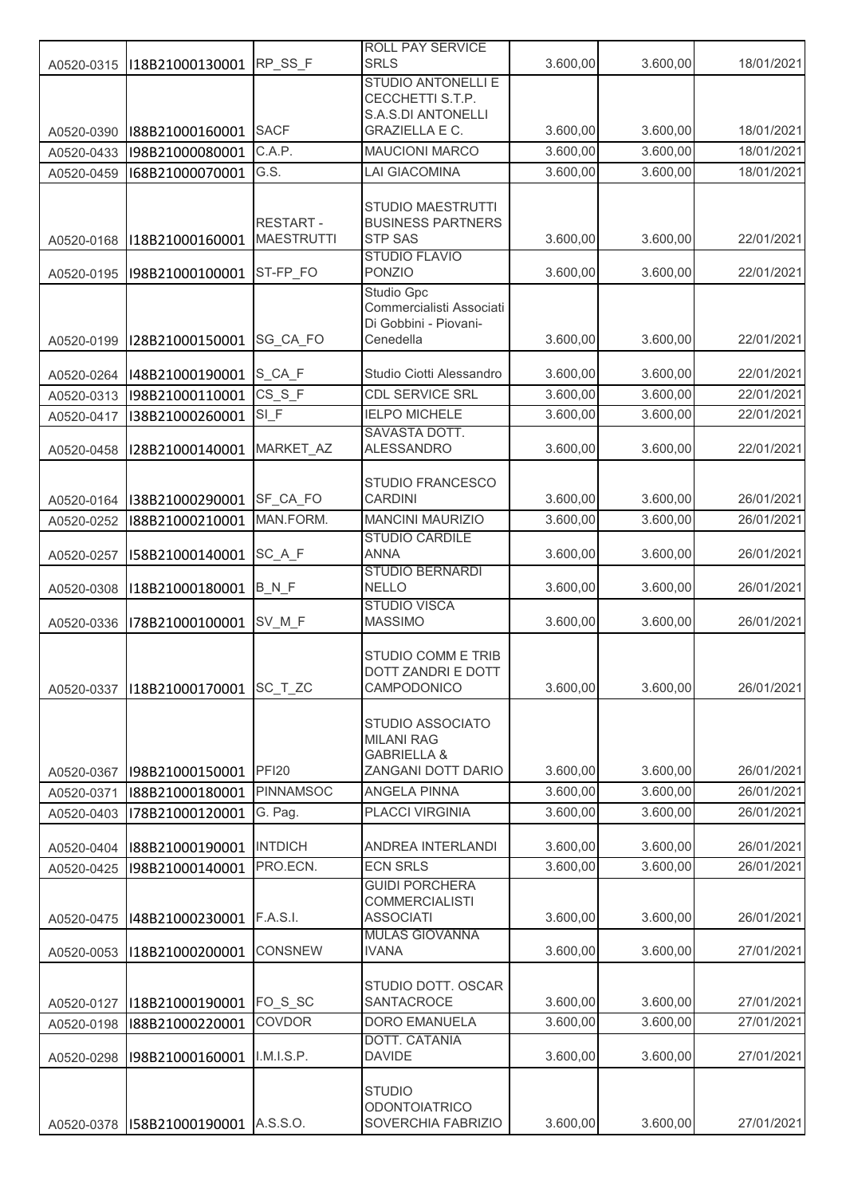| | | | | | | |
|---|---|---|---|---|---|---|
| A0520-0315 | I18B21000130001 | RP_SS_F | ROLL PAY SERVICE SRLS | 3.600,00 | 3.600,00 | 18/01/2021 |
| A0520-0390 | I88B21000160001 | SACF | STUDIO ANTONELLI E CECCHETTI S.T.P. S.A.S.DI ANTONELLI GRAZIELLA E C. | 3.600,00 | 3.600,00 | 18/01/2021 |
| A0520-0433 | I98B21000080001 | C.A.P. | MAUCIONI MARCO | 3.600,00 | 3.600,00 | 18/01/2021 |
| A0520-0459 | I68B21000070001 | G.S. | LAI GIACOMINA | 3.600,00 | 3.600,00 | 18/01/2021 |
| A0520-0168 | I18B21000160001 | RESTART - MAESTRUTTI | STUDIO MAESTRUTTI BUSINESS PARTNERS STP SAS | 3.600,00 | 3.600,00 | 22/01/2021 |
| A0520-0195 | I98B21000100001 | ST-FP_FO | STUDIO FLAVIO PONZIO | 3.600,00 | 3.600,00 | 22/01/2021 |
| A0520-0199 | I28B21000150001 | SG_CA_FO | Studio Gpc Commercialisti Associati Di Gobbini - Piovani- Cenedella | 3.600,00 | 3.600,00 | 22/01/2021 |
| A0520-0264 | I48B21000190001 | S_CA_F | Studio Ciotti Alessandro | 3.600,00 | 3.600,00 | 22/01/2021 |
| A0520-0313 | I98B21000110001 | CS_S_F | CDL SERVICE SRL | 3.600,00 | 3.600,00 | 22/01/2021 |
| A0520-0417 | I38B21000260001 | SI_F | IELPO MICHELE | 3.600,00 | 3.600,00 | 22/01/2021 |
| A0520-0458 | I28B21000140001 | MARKET_AZ | SAVASTA DOTT. ALESSANDRO | 3.600,00 | 3.600,00 | 22/01/2021 |
| A0520-0164 | I38B21000290001 | SF_CA_FO | STUDIO FRANCESCO CARDINI | 3.600,00 | 3.600,00 | 26/01/2021 |
| A0520-0252 | I88B21000210001 | MAN.FORM. | MANCINI MAURIZIO | 3.600,00 | 3.600,00 | 26/01/2021 |
| A0520-0257 | I58B21000140001 | SC_A_F | STUDIO CARDILE ANNA | 3.600,00 | 3.600,00 | 26/01/2021 |
| A0520-0308 | I18B21000180001 | B_N_F | STUDIO BERNARDI NELLO | 3.600,00 | 3.600,00 | 26/01/2021 |
| A0520-0336 | I78B21000100001 | SV_M_F | STUDIO VISCA MASSIMO | 3.600,00 | 3.600,00 | 26/01/2021 |
| A0520-0337 | I18B21000170001 | SC_T_ZC | STUDIO COMM E TRIB DOTT ZANDRI E DOTT CAMPODONICO | 3.600,00 | 3.600,00 | 26/01/2021 |
| A0520-0367 | I98B21000150001 | PFI20 | STUDIO ASSOCIATO MILANI RAG GABRIELLA & ZANGANI DOTT DARIO | 3.600,00 | 3.600,00 | 26/01/2021 |
| A0520-0371 | I88B21000180001 | PINNAMSOC | ANGELA PINNA | 3.600,00 | 3.600,00 | 26/01/2021 |
| A0520-0403 | I78B21000120001 | G. Pag. | PLACCI VIRGINIA | 3.600,00 | 3.600,00 | 26/01/2021 |
| A0520-0404 | I88B21000190001 | INTDICH | ANDREA INTERLANDI | 3.600,00 | 3.600,00 | 26/01/2021 |
| A0520-0425 | I98B21000140001 | PRO.ECN. | ECN SRLS | 3.600,00 | 3.600,00 | 26/01/2021 |
| A0520-0475 | I48B21000230001 | F.A.S.I. | GUIDI PORCHERA COMMERCIALISTI ASSOCIATI | 3.600,00 | 3.600,00 | 26/01/2021 |
| A0520-0053 | I18B21000200001 | CONSNEW | MULAS GIOVANNA IVANA | 3.600,00 | 3.600,00 | 27/01/2021 |
| A0520-0127 | I18B21000190001 | FO_S_SC | STUDIO DOTT. OSCAR SANTACROCE | 3.600,00 | 3.600,00 | 27/01/2021 |
| A0520-0198 | I88B21000220001 | COVDOR | DORO EMANUELA | 3.600,00 | 3.600,00 | 27/01/2021 |
| A0520-0298 | I98B21000160001 | I.M.I.S.P. | DOTT. CATANIA DAVIDE | 3.600,00 | 3.600,00 | 27/01/2021 |
| A0520-0378 | I58B21000190001 | A.S.S.O. | STUDIO ODONTOIATRICO SOVERCHIA FABRIZIO | 3.600,00 | 3.600,00 | 27/01/2021 |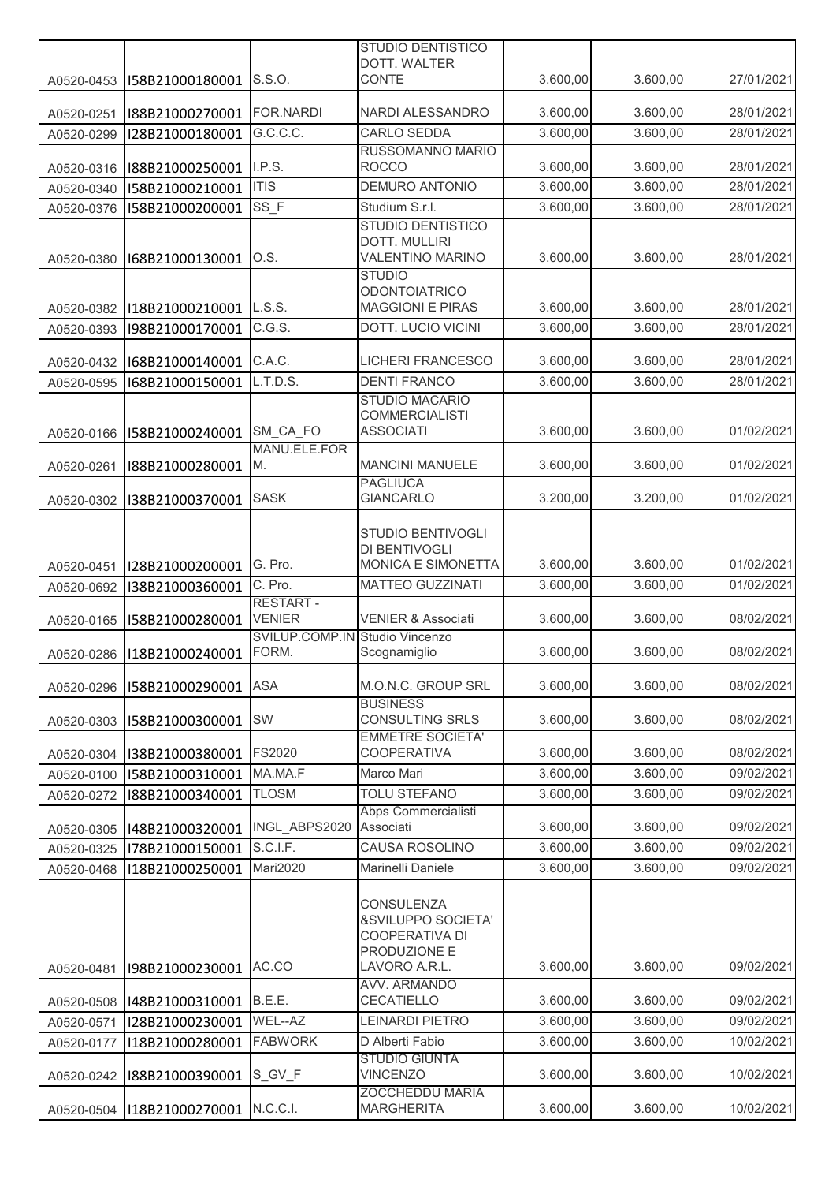| | | | | | | |
|---|---|---|---|---|---|---|
| A0520-0453 | I58B21000180001 | S.S.O. | STUDIO DENTISTICO DOTT. WALTER CONTE | 3.600,00 | 3.600,00 | 27/01/2021 |
| A0520-0251 | I88B21000270001 | FOR.NARDI | NARDI ALESSANDRO | 3.600,00 | 3.600,00 | 28/01/2021 |
| A0520-0299 | I28B21000180001 | G.C.C.C. | CARLO SEDDA | 3.600,00 | 3.600,00 | 28/01/2021 |
| A0520-0316 | I88B21000250001 | I.P.S. | RUSSOMANNO MARIO ROCCO | 3.600,00 | 3.600,00 | 28/01/2021 |
| A0520-0340 | I58B21000210001 | ITIS | DEMURO ANTONIO | 3.600,00 | 3.600,00 | 28/01/2021 |
| A0520-0376 | I58B21000200001 | SS_F | Studium S.r.l. | 3.600,00 | 3.600,00 | 28/01/2021 |
| A0520-0380 | I68B21000130001 | O.S. | STUDIO DENTISTICO DOTT. MULLIRI VALENTINO MARINO | 3.600,00 | 3.600,00 | 28/01/2021 |
| A0520-0382 | I18B21000210001 | L.S.S. | STUDIO ODONTOIATRICO MAGGIONI E PIRAS | 3.600,00 | 3.600,00 | 28/01/2021 |
| A0520-0393 | I98B21000170001 | C.G.S. | DOTT. LUCIO VICINI | 3.600,00 | 3.600,00 | 28/01/2021 |
| A0520-0432 | I68B21000140001 | C.A.C. | LICHERI FRANCESCO | 3.600,00 | 3.600,00 | 28/01/2021 |
| A0520-0595 | I68B21000150001 | L.T.D.S. | DENTI FRANCO | 3.600,00 | 3.600,00 | 28/01/2021 |
| A0520-0166 | I58B21000240001 | SM_CA_FO | STUDIO MACARIO COMMERCIALISTI ASSOCIATI | 3.600,00 | 3.600,00 | 01/02/2021 |
| A0520-0261 | I88B21000280001 | MANU.ELE.FORM. | MANCINI MANUELE | 3.600,00 | 3.600,00 | 01/02/2021 |
| A0520-0302 | I38B21000370001 | SASK | PAGLIUCA GIANCARLO | 3.200,00 | 3.200,00 | 01/02/2021 |
| A0520-0451 | I28B21000200001 | G. Pro. | STUDIO BENTIVOGLI DI BENTIVOGLI MONICA E SIMONETTA | 3.600,00 | 3.600,00 | 01/02/2021 |
| A0520-0692 | I38B21000360001 | C. Pro. | MATTEO GUZZINATI | 3.600,00 | 3.600,00 | 01/02/2021 |
| A0520-0165 | I58B21000280001 | RESTART - VENIER | VENIER & Associati | 3.600,00 | 3.600,00 | 08/02/2021 |
| A0520-0286 | I18B21000240001 | SVILUP.COMP.INFORM. | Studio Vincenzo Scognamiglio | 3.600,00 | 3.600,00 | 08/02/2021 |
| A0520-0296 | I58B21000290001 | ASA | M.O.N.C. GROUP SRL | 3.600,00 | 3.600,00 | 08/02/2021 |
| A0520-0303 | I58B21000300001 | SW | BUSINESS CONSULTING SRLS | 3.600,00 | 3.600,00 | 08/02/2021 |
| A0520-0304 | I38B21000380001 | FS2020 | EMMETRE SOCIETA' COOPERATIVA | 3.600,00 | 3.600,00 | 08/02/2021 |
| A0520-0100 | I58B21000310001 | MA.MA.F | Marco Mari | 3.600,00 | 3.600,00 | 09/02/2021 |
| A0520-0272 | I88B21000340001 | TLOSM | TOLU STEFANO | 3.600,00 | 3.600,00 | 09/02/2021 |
| A0520-0305 | I48B21000320001 | INGL_ABPS2020 | Abps Commercialisti Associati | 3.600,00 | 3.600,00 | 09/02/2021 |
| A0520-0325 | I78B21000150001 | S.C.I.F. | CAUSA ROSOLINO | 3.600,00 | 3.600,00 | 09/02/2021 |
| A0520-0468 | I18B21000250001 | Mari2020 | Marinelli Daniele | 3.600,00 | 3.600,00 | 09/02/2021 |
| A0520-0481 | I98B21000230001 | AC.CO | CONSULENZA &SVILUPPO SOCIETA' COOPERATIVA DI PRODUZIONE E LAVORO A.R.L. | 3.600,00 | 3.600,00 | 09/02/2021 |
| A0520-0508 | I48B21000310001 | B.E.E. | AVV. ARMANDO CECATIELLO | 3.600,00 | 3.600,00 | 09/02/2021 |
| A0520-0571 | I28B21000230001 | WEL--AZ | LEINARDI PIETRO | 3.600,00 | 3.600,00 | 09/02/2021 |
| A0520-0177 | I18B21000280001 | FABWORK | D Alberti Fabio | 3.600,00 | 3.600,00 | 10/02/2021 |
| A0520-0242 | I88B21000390001 | S_GV_F | STUDIO GIUNTA VINCENZO | 3.600,00 | 3.600,00 | 10/02/2021 |
| A0520-0504 | I18B21000270001 | N.C.C.I. | ZOCCHEDDU MARIA MARGHERITA | 3.600,00 | 3.600,00 | 10/02/2021 |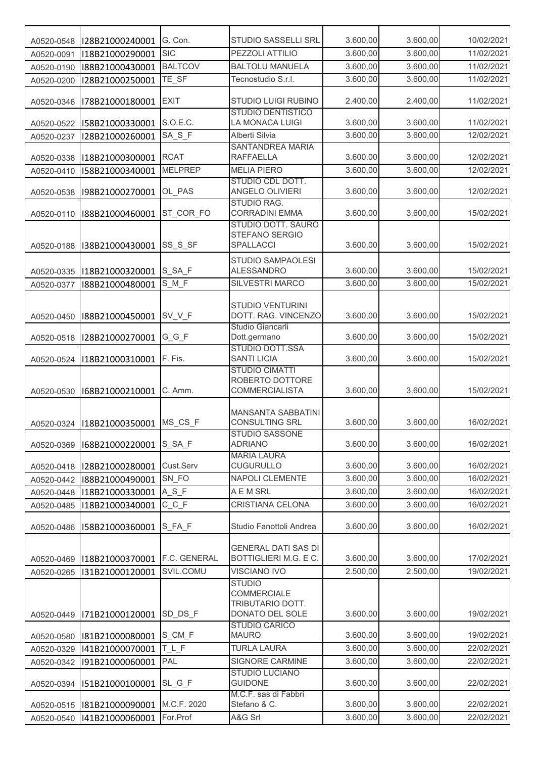| | | | | | | |
|---|---|---|---|---|---|---|
| A0520-0548 | I28B21000240001 | G. Con. | STUDIO SASSELLI SRL | 3.600,00 | 3.600,00 | 10/02/2021 |
| A0520-0091 | I18B21000290001 | SIC | PEZZOLI ATTILIO | 3.600,00 | 3.600,00 | 11/02/2021 |
| A0520-0190 | I88B21000430001 | BALTCOV | BALTOLU MANUELA | 3.600,00 | 3.600,00 | 11/02/2021 |
| A0520-0200 | I28B21000250001 | TE_SF | Tecnostudio S.r.l. | 3.600,00 | 3.600,00 | 11/02/2021 |
| A0520-0346 | I78B21000180001 | EXIT | STUDIO LUIGI RUBINO | 2.400,00 | 2.400,00 | 11/02/2021 |
| A0520-0522 | I58B21000330001 | S.O.E.C. | STUDIO DENTISTICO LA MONACA LUIGI | 3.600,00 | 3.600,00 | 11/02/2021 |
| A0520-0237 | I28B21000260001 | SA_S_F | Alberti Silvia | 3.600,00 | 3.600,00 | 12/02/2021 |
| A0520-0338 | I18B21000300001 | RCAT | SANTANDREA MARIA RAFFAELLA | 3.600,00 | 3.600,00 | 12/02/2021 |
| A0520-0410 | I58B21000340001 | MELPREP | MELIA PIERO | 3.600,00 | 3.600,00 | 12/02/2021 |
| A0520-0538 | I98B21000270001 | OL_PAS | STUDIO CDL DOTT. ANGELO OLIVIERI | 3.600,00 | 3.600,00 | 12/02/2021 |
| A0520-0110 | I88B21000460001 | ST_COR_FO | STUDIO RAG. CORRADINI EMMA | 3.600,00 | 3.600,00 | 15/02/2021 |
| A0520-0188 | I38B21000430001 | SS_S_SF | STUDIO DOTT. SAURO STEFANO SERGIO SPALLACCI | 3.600,00 | 3.600,00 | 15/02/2021 |
| A0520-0335 | I18B21000320001 | S_SA_F | STUDIO SAMPAOLESI ALESSANDRO | 3.600,00 | 3.600,00 | 15/02/2021 |
| A0520-0377 | I88B21000480001 | S_M_F | SILVESTRI MARCO | 3.600,00 | 3.600,00 | 15/02/2021 |
| A0520-0450 | I88B21000450001 | SV_V_F | STUDIO VENTURINI DOTT. RAG. VINCENZO | 3.600,00 | 3.600,00 | 15/02/2021 |
| A0520-0518 | I28B21000270001 | G_G_F | Studio Giancarli Dott.germano | 3.600,00 | 3.600,00 | 15/02/2021 |
| A0520-0524 | I18B21000310001 | F. Fis. | STUDIO DOTT.SSA SANTI LICIA | 3.600,00 | 3.600,00 | 15/02/2021 |
| A0520-0530 | I68B21000210001 | C. Amm. | STUDIO CIMATTI ROBERTO DOTTORE COMMERCIALISTA | 3.600,00 | 3.600,00 | 15/02/2021 |
| A0520-0324 | I18B21000350001 | MS_CS_F | MANSANTA SABBATINI CONSULTING SRL | 3.600,00 | 3.600,00 | 16/02/2021 |
| A0520-0369 | I68B21000220001 | S_SA_F | STUDIO SASSONE ADRIANO | 3.600,00 | 3.600,00 | 16/02/2021 |
| A0520-0418 | I28B21000280001 | Cust.Serv | MARIA LAURA CUGURULLO | 3.600,00 | 3.600,00 | 16/02/2021 |
| A0520-0442 | I88B21000490001 | SN_FO | NAPOLI CLEMENTE | 3.600,00 | 3.600,00 | 16/02/2021 |
| A0520-0448 | I18B21000330001 | A_S_F | A E M SRL | 3.600,00 | 3.600,00 | 16/02/2021 |
| A0520-0485 | I18B21000340001 | C_C_F | CRISTIANA CELONA | 3.600,00 | 3.600,00 | 16/02/2021 |
| A0520-0486 | I58B21000360001 | S_FA_F | Studio Fanottoli Andrea | 3.600,00 | 3.600,00 | 16/02/2021 |
| A0520-0469 | I18B21000370001 | F.C. GENERAL | GENERAL DATI SAS DI BOTTIGLIERI M.G. E C. | 3.600,00 | 3.600,00 | 17/02/2021 |
| A0520-0265 | I31B21000120001 | SVIL.COMU | VISCIANO IVO | 2.500,00 | 2.500,00 | 19/02/2021 |
| A0520-0449 | I71B21000120001 | SD_DS_F | STUDIO COMMERCIALE TRIBUTARIO DOTT. DONATO DEL SOLE | 3.600,00 | 3.600,00 | 19/02/2021 |
| A0520-0580 | I81B21000080001 | S_CM_F | STUDIO CARICO MAURO | 3.600,00 | 3.600,00 | 19/02/2021 |
| A0520-0329 | I41B21000070001 | T_L_F | TURLA LAURA | 3.600,00 | 3.600,00 | 22/02/2021 |
| A0520-0342 | I91B21000060001 | PAL | SIGNORE CARMINE | 3.600,00 | 3.600,00 | 22/02/2021 |
| A0520-0394 | I51B21000100001 | SL_G_F | STUDIO LUCIANO GUIDONE | 3.600,00 | 3.600,00 | 22/02/2021 |
| A0520-0515 | I81B21000090001 | M.C.F. 2020 | M.C.F. sas di Fabbri Stefano & C. | 3.600,00 | 3.600,00 | 22/02/2021 |
| A0520-0540 | I41B21000060001 | For.Prof | A&G Srl | 3.600,00 | 3.600,00 | 22/02/2021 |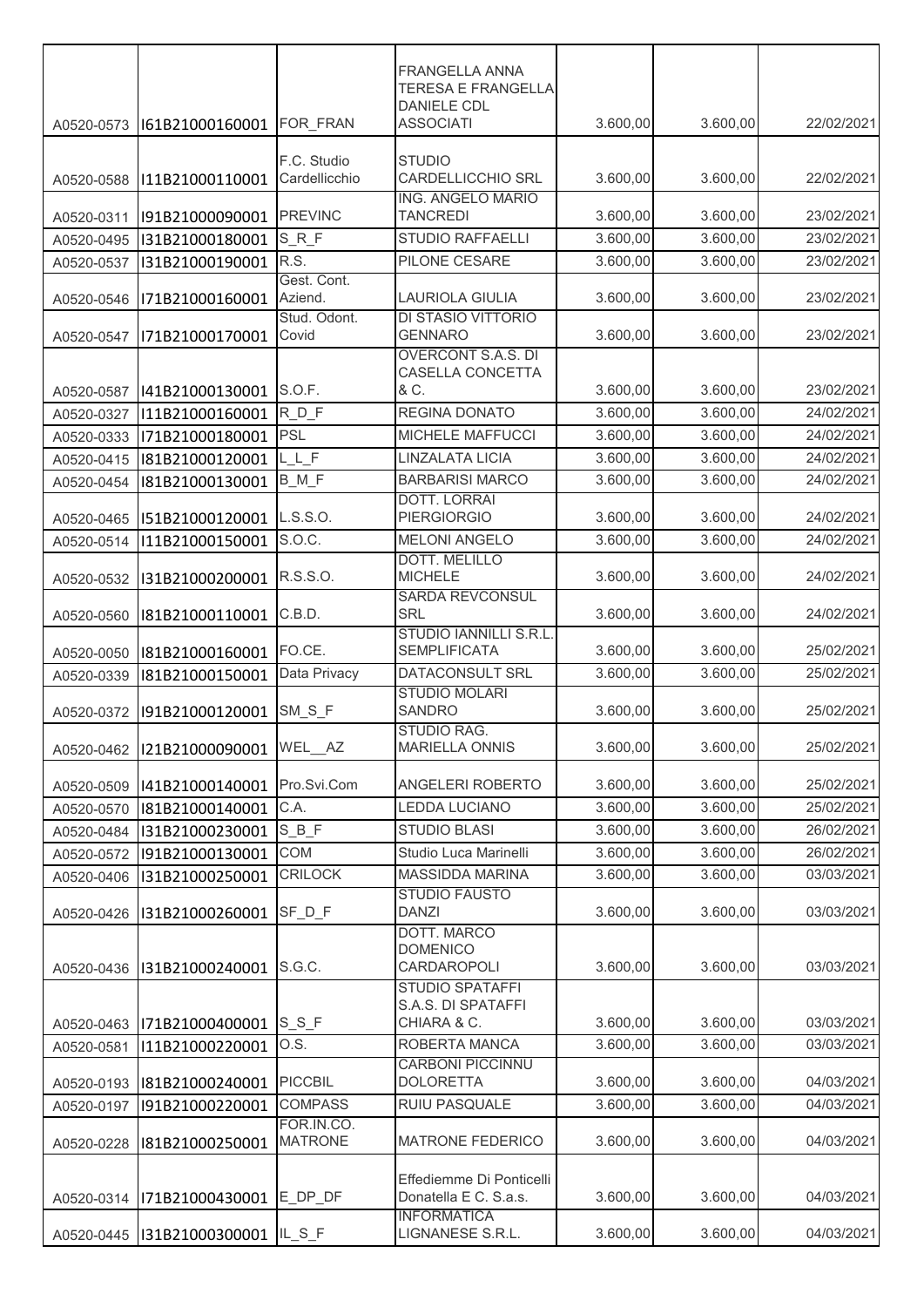| | | | | | | |
|---|---|---|---|---|---|---|
| A0520-0573 | I61B21000160001 | FOR_FRAN | FRANGELLA ANNA TERESA E FRANGELLA DANIELE CDL ASSOCIATI | 3.600,00 | 3.600,00 | 22/02/2021 |
| A0520-0588 | I11B21000110001 | F.C. Studio Cardellicchio | STUDIO CARDELLICCHIO SRL | 3.600,00 | 3.600,00 | 22/02/2021 |
| A0520-0311 | I91B21000090001 | PREVINC | ING. ANGELO MARIO TANCREDI | 3.600,00 | 3.600,00 | 23/02/2021 |
| A0520-0495 | I31B21000180001 | S_R_F | STUDIO RAFFAELLI | 3.600,00 | 3.600,00 | 23/02/2021 |
| A0520-0537 | I31B21000190001 | R.S. | PILONE CESARE | 3.600,00 | 3.600,00 | 23/02/2021 |
| A0520-0546 | I71B21000160001 | Gest. Cont. Aziend. | LAURIOLA GIULIA | 3.600,00 | 3.600,00 | 23/02/2021 |
| A0520-0547 | I71B21000170001 | Stud. Odont. Covid | DI STASIO VITTORIO GENNARO | 3.600,00 | 3.600,00 | 23/02/2021 |
| A0520-0587 | I41B21000130001 | S.O.F. | OVERCONT S.A.S. DI CASELLA CONCETTA & C. | 3.600,00 | 3.600,00 | 23/02/2021 |
| A0520-0327 | I11B21000160001 | R_D_F | REGINA DONATO | 3.600,00 | 3.600,00 | 24/02/2021 |
| A0520-0333 | I71B21000180001 | PSL | MICHELE MAFFUCCI | 3.600,00 | 3.600,00 | 24/02/2021 |
| A0520-0415 | I81B21000120001 | L_L_F | LINZALATA LICIA | 3.600,00 | 3.600,00 | 24/02/2021 |
| A0520-0454 | I81B21000130001 | B_M_F | BARBARISI MARCO | 3.600,00 | 3.600,00 | 24/02/2021 |
| A0520-0465 | I51B21000120001 | L.S.S.O. | DOTT. LORRAI PIERGIORGIO | 3.600,00 | 3.600,00 | 24/02/2021 |
| A0520-0514 | I11B21000150001 | S.O.C. | MELONI ANGELO | 3.600,00 | 3.600,00 | 24/02/2021 |
| A0520-0532 | I31B21000200001 | R.S.S.O. | DOTT. MELILLO MICHELE | 3.600,00 | 3.600,00 | 24/02/2021 |
| A0520-0560 | I81B21000110001 | C.B.D. | SARDA REVCONSUL SRL | 3.600,00 | 3.600,00 | 24/02/2021 |
| A0520-0050 | I81B21000160001 | FO.CE. | STUDIO IANNILLI S.R.L. SEMPLIFICATA | 3.600,00 | 3.600,00 | 25/02/2021 |
| A0520-0339 | I81B21000150001 | Data Privacy | DATACONSULT SRL | 3.600,00 | 3.600,00 | 25/02/2021 |
| A0520-0372 | I91B21000120001 | SM_S_F | STUDIO MOLARI SANDRO | 3.600,00 | 3.600,00 | 25/02/2021 |
| A0520-0462 | I21B21000090001 | WEL__AZ | STUDIO RAG. MARIELLA ONNIS | 3.600,00 | 3.600,00 | 25/02/2021 |
| A0520-0509 | I41B21000140001 | Pro.Svi.Com | ANGELERI ROBERTO | 3.600,00 | 3.600,00 | 25/02/2021 |
| A0520-0570 | I81B21000140001 | C.A. | LEDDA LUCIANO | 3.600,00 | 3.600,00 | 25/02/2021 |
| A0520-0484 | I31B21000230001 | S_B_F | STUDIO BLASI | 3.600,00 | 3.600,00 | 26/02/2021 |
| A0520-0572 | I91B21000130001 | COM | Studio Luca Marinelli | 3.600,00 | 3.600,00 | 26/02/2021 |
| A0520-0406 | I31B21000250001 | CRILOCK | MASSIDDA MARINA | 3.600,00 | 3.600,00 | 03/03/2021 |
| A0520-0426 | I31B21000260001 | SF_D_F | STUDIO FAUSTO DANZI | 3.600,00 | 3.600,00 | 03/03/2021 |
| A0520-0436 | I31B21000240001 | S.G.C. | DOTT. MARCO DOMENICO CARDAROPOLI | 3.600,00 | 3.600,00 | 03/03/2021 |
| A0520-0463 | I71B21000400001 | S_S_F | STUDIO SPATAFFI S.A.S. DI SPATAFFI CHIARA & C. | 3.600,00 | 3.600,00 | 03/03/2021 |
| A0520-0581 | I11B21000220001 | O.S. | ROBERTA MANCA | 3.600,00 | 3.600,00 | 03/03/2021 |
| A0520-0193 | I81B21000240001 | PICCBIL | CARBONI PICCINNU DOLORETTA | 3.600,00 | 3.600,00 | 04/03/2021 |
| A0520-0197 | I91B21000220001 | COMPASS | RUIU PASQUALE | 3.600,00 | 3.600,00 | 04/03/2021 |
| A0520-0228 | I81B21000250001 | FOR.IN.CO. MATRONE | MATRONE FEDERICO | 3.600,00 | 3.600,00 | 04/03/2021 |
| A0520-0314 | I71B21000430001 | E_DP_DF | Effediemme Di Ponticelli Donatella E C. S.a.s. | 3.600,00 | 3.600,00 | 04/03/2021 |
| A0520-0445 | I31B21000300001 | IL_S_F | INFORMATICA LIGNANESE S.R.L. | 3.600,00 | 3.600,00 | 04/03/2021 |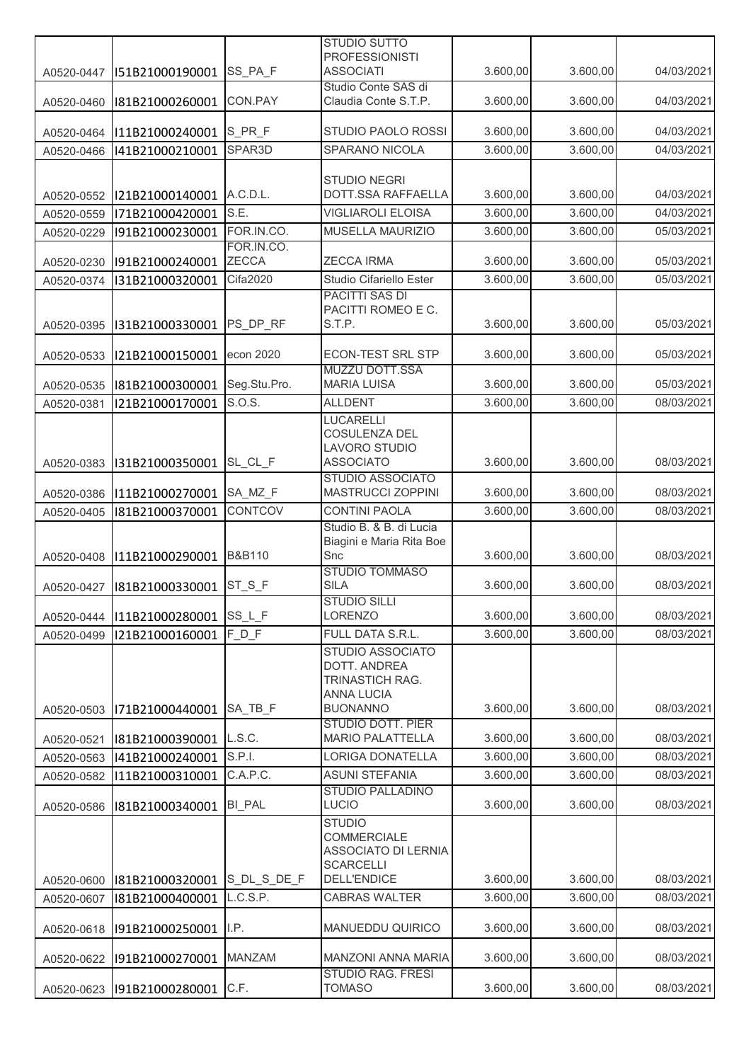| | | | | | | |
|---|---|---|---|---|---|---|
| A0520-0447 | I51B21000190001 | SS_PA_F | STUDIO SUTTO PROFESSIONISTI ASSOCIATI | 3.600,00 | 3.600,00 | 04/03/2021 |
| A0520-0460 | I81B21000260001 | CON.PAY | Studio Conte SAS di Claudia Conte S.T.P. | 3.600,00 | 3.600,00 | 04/03/2021 |
| A0520-0464 | I11B21000240001 | S_PR_F | STUDIO PAOLO ROSSI | 3.600,00 | 3.600,00 | 04/03/2021 |
| A0520-0466 | I41B21000210001 | SPAR3D | SPARANO NICOLA | 3.600,00 | 3.600,00 | 04/03/2021 |
| A0520-0552 | I21B21000140001 | A.C.D.L. | STUDIO NEGRI DOTT.SSA RAFFAELLA | 3.600,00 | 3.600,00 | 04/03/2021 |
| A0520-0559 | I71B21000420001 | S.E. | VIGLIAROLI ELOISA | 3.600,00 | 3.600,00 | 04/03/2021 |
| A0520-0229 | I91B21000230001 | FOR.IN.CO. | MUSELLA MAURIZIO | 3.600,00 | 3.600,00 | 05/03/2021 |
| A0520-0230 | I91B21000240001 | FOR.IN.CO. ZECCA | ZECCA IRMA | 3.600,00 | 3.600,00 | 05/03/2021 |
| A0520-0374 | I31B21000320001 | Cifa2020 | Studio Cifariello Ester | 3.600,00 | 3.600,00 | 05/03/2021 |
| A0520-0395 | I31B21000330001 | PS_DP_RF | PACITTI SAS DI PACITTI ROMEO E C. S.T.P. | 3.600,00 | 3.600,00 | 05/03/2021 |
| A0520-0533 | I21B21000150001 | econ 2020 | ECON-TEST SRL STP | 3.600,00 | 3.600,00 | 05/03/2021 |
| A0520-0535 | I81B21000300001 | Seg.Stu.Pro. | MUZZU DOTT.SSA MARIA LUISA | 3.600,00 | 3.600,00 | 05/03/2021 |
| A0520-0381 | I21B21000170001 | S.O.S. | ALLDENT | 3.600,00 | 3.600,00 | 08/03/2021 |
| A0520-0383 | I31B21000350001 | SL_CL_F | LUCARELLI COSULENZA DEL LAVORO STUDIO ASSOCIATO | 3.600,00 | 3.600,00 | 08/03/2021 |
| A0520-0386 | I11B21000270001 | SA_MZ_F | STUDIO ASSOCIATO MASTRUCCI ZOPPINI | 3.600,00 | 3.600,00 | 08/03/2021 |
| A0520-0405 | I81B21000370001 | CONTCOV | CONTINI PAOLA | 3.600,00 | 3.600,00 | 08/03/2021 |
| A0520-0408 | I11B21000290001 | B&B110 | Studio B. & B. di Lucia Biagini e Maria Rita Boe Snc | 3.600,00 | 3.600,00 | 08/03/2021 |
| A0520-0427 | I81B21000330001 | ST_S_F | STUDIO TOMMASO SILA | 3.600,00 | 3.600,00 | 08/03/2021 |
| A0520-0444 | I11B21000280001 | SS_L_F | STUDIO SILLI LORENZO | 3.600,00 | 3.600,00 | 08/03/2021 |
| A0520-0499 | I21B21000160001 | F_D_F | FULL DATA S.R.L. | 3.600,00 | 3.600,00 | 08/03/2021 |
| A0520-0503 | I71B21000440001 | SA_TB_F | STUDIO ASSOCIATO DOTT. ANDREA TRINASTICH RAG. ANNA LUCIA BUONANNO | 3.600,00 | 3.600,00 | 08/03/2021 |
| A0520-0521 | I81B21000390001 | L.S.C. | STUDIO DOTT. PIER MARIO PALATTELLA | 3.600,00 | 3.600,00 | 08/03/2021 |
| A0520-0563 | I41B21000240001 | S.P.I. | LORIGA DONATELLA | 3.600,00 | 3.600,00 | 08/03/2021 |
| A0520-0582 | I11B21000310001 | C.A.P.C. | ASUNI STEFANIA | 3.600,00 | 3.600,00 | 08/03/2021 |
| A0520-0586 | I81B21000340001 | BI_PAL | STUDIO PALLADINO LUCIO | 3.600,00 | 3.600,00 | 08/03/2021 |
| A0520-0600 | I81B21000320001 | S_DL_S_DE_F | STUDIO COMMERCIALE ASSOCIATO DI LERNIA SCARCELLI DELL'ENDICE | 3.600,00 | 3.600,00 | 08/03/2021 |
| A0520-0607 | I81B21000400001 | L.C.S.P. | CABRAS WALTER | 3.600,00 | 3.600,00 | 08/03/2021 |
| A0520-0618 | I91B21000250001 | I.P. | MANUEDDU QUIRICO | 3.600,00 | 3.600,00 | 08/03/2021 |
| A0520-0622 | I91B21000270001 | MANZAM | MANZONI ANNA MARIA | 3.600,00 | 3.600,00 | 08/03/2021 |
| A0520-0623 | I91B21000280001 | C.F. | STUDIO RAG. FRESI TOMASO | 3.600,00 | 3.600,00 | 08/03/2021 |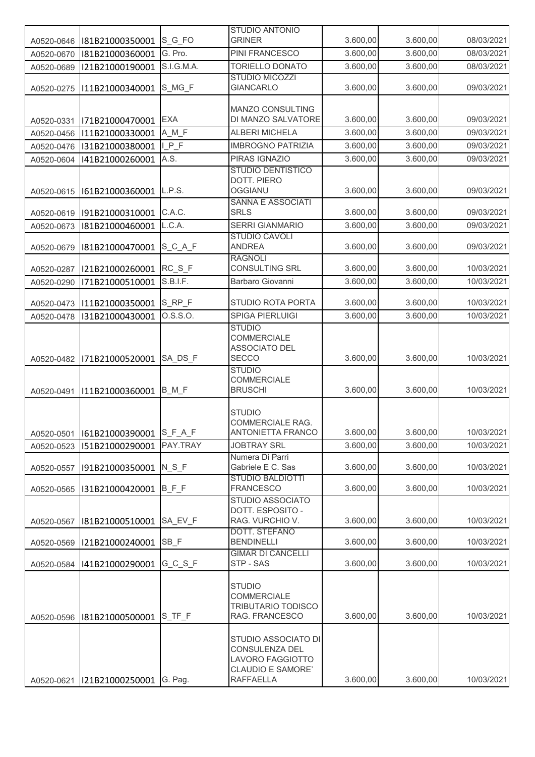| | | | | | | |
|---|---|---|---|---|---|---|
| A0520-0646 | I81B21000350001 | S_G_FO | STUDIO ANTONIO GRINER | 3.600,00 | 3.600,00 | 08/03/2021 |
| A0520-0670 | I81B21000360001 | G. Pro. | PINI FRANCESCO | 3.600,00 | 3.600,00 | 08/03/2021 |
| A0520-0689 | I21B21000190001 | S.I.G.M.A. | TORIELLO DONATO | 3.600,00 | 3.600,00 | 08/03/2021 |
| A0520-0275 | I11B21000340001 | S_MG_F | STUDIO MICOZZI GIANCARLO | 3.600,00 | 3.600,00 | 09/03/2021 |
| A0520-0331 | I71B21000470001 | EXA | MANZO CONSULTING DI MANZO SALVATORE | 3.600,00 | 3.600,00 | 09/03/2021 |
| A0520-0456 | I11B21000330001 | A_M_F | ALBERI MICHELA | 3.600,00 | 3.600,00 | 09/03/2021 |
| A0520-0476 | I31B21000380001 | I_P_F | IMBROGNO PATRIZIA | 3.600,00 | 3.600,00 | 09/03/2021 |
| A0520-0604 | I41B21000260001 | A.S. | PIRAS IGNAZIO | 3.600,00 | 3.600,00 | 09/03/2021 |
| A0520-0615 | I61B21000360001 | L.P.S. | STUDIO DENTISTICO DOTT. PIERO OGGIANU | 3.600,00 | 3.600,00 | 09/03/2021 |
| A0520-0619 | I91B21000310001 | C.A.C. | SANNA E ASSOCIATI SRLS | 3.600,00 | 3.600,00 | 09/03/2021 |
| A0520-0673 | I81B21000460001 | L.C.A. | SERRI GIANMARIO | 3.600,00 | 3.600,00 | 09/03/2021 |
| A0520-0679 | I81B21000470001 | S_C_A_F | STUDIO CAVOLI ANDREA | 3.600,00 | 3.600,00 | 09/03/2021 |
| A0520-0287 | I21B21000260001 | RC_S_F | RAGNOLI CONSULTING SRL | 3.600,00 | 3.600,00 | 10/03/2021 |
| A0520-0290 | I71B21000510001 | S.B.I.F. | Barbaro Giovanni | 3.600,00 | 3.600,00 | 10/03/2021 |
| A0520-0473 | I11B21000350001 | S_RP_F | STUDIO ROTA PORTA | 3.600,00 | 3.600,00 | 10/03/2021 |
| A0520-0478 | I31B21000430001 | O.S.S.O. | SPIGA PIERLUIGI | 3.600,00 | 3.600,00 | 10/03/2021 |
| A0520-0482 | I71B21000520001 | SA_DS_F | STUDIO COMMERCIALE ASSOCIATO DEL SECCO | 3.600,00 | 3.600,00 | 10/03/2021 |
| A0520-0491 | I11B21000360001 | B_M_F | STUDIO COMMERCIALE BRUSCHI | 3.600,00 | 3.600,00 | 10/03/2021 |
| A0520-0501 | I61B21000390001 | S_F_A_F | STUDIO COMMERCIALE RAG. ANTONIETTA FRANCO | 3.600,00 | 3.600,00 | 10/03/2021 |
| A0520-0523 | I51B21000290001 | PAY.TRAY | JOBTRAY SRL | 3.600,00 | 3.600,00 | 10/03/2021 |
| A0520-0557 | I91B21000350001 | N_S_F | Numera Di Parri Gabriele E C. Sas | 3.600,00 | 3.600,00 | 10/03/2021 |
| A0520-0565 | I31B21000420001 | B_F_F | STUDIO BALDIOTTI FRANCESCO | 3.600,00 | 3.600,00 | 10/03/2021 |
| A0520-0567 | I81B21000510001 | SA_EV_F | STUDIO ASSOCIATO DOTT. ESPOSITO - RAG. VURCHIO V. | 3.600,00 | 3.600,00 | 10/03/2021 |
| A0520-0569 | I21B21000240001 | SB_F | DOTT. STEFANO BENDINELLI | 3.600,00 | 3.600,00 | 10/03/2021 |
| A0520-0584 | I41B21000290001 | G_C_S_F | GIMAR DI CANCELLI STP - SAS | 3.600,00 | 3.600,00 | 10/03/2021 |
| A0520-0596 | I81B21000500001 | S_TF_F | STUDIO COMMERCIALE TRIBUTARIO TODISCO RAG. FRANCESCO | 3.600,00 | 3.600,00 | 10/03/2021 |
| A0520-0621 | I21B21000250001 | G. Pag. | STUDIO ASSOCIATO DI CONSULENZA DEL LAVORO FAGGIOTTO CLAUDIO E SAMORE' RAFFAELLA | 3.600,00 | 3.600,00 | 10/03/2021 |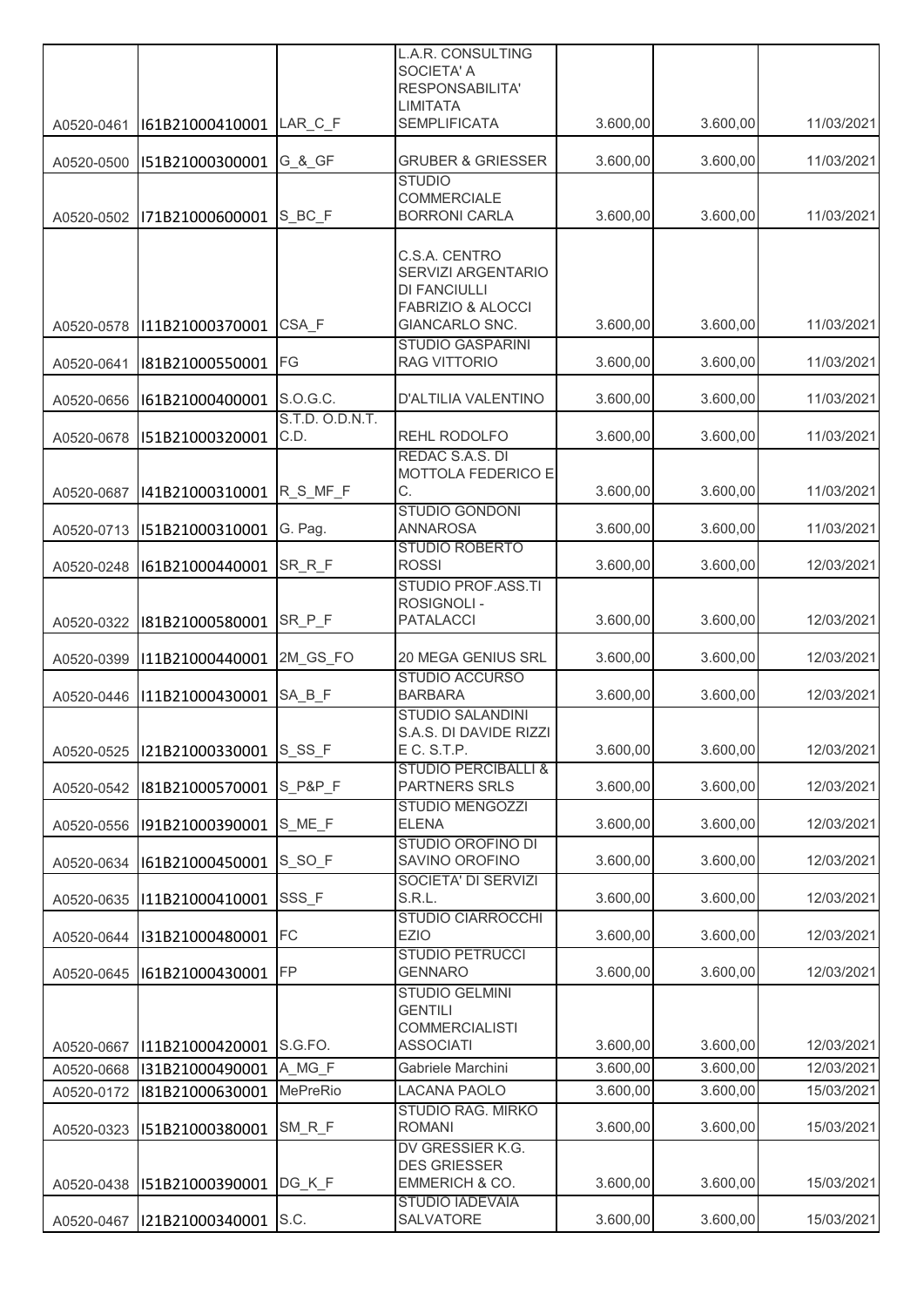| | | | | | | |
|---|---|---|---|---|---|---|
| A0520-0461 | I61B21000410001 | LAR_C_F | L.A.R. CONSULTING SOCIETA' A RESPONSABILITA' LIMITATA SEMPLIFICATA | 3.600,00 | 3.600,00 | 11/03/2021 |
| A0520-0500 | I51B21000300001 | G_&_GF | GRUBER & GRIESSER | 3.600,00 | 3.600,00 | 11/03/2021 |
| A0520-0502 | I71B21000600001 | S_BC_F | STUDIO COMMERCIALE BORRONI CARLA | 3.600,00 | 3.600,00 | 11/03/2021 |
| A0520-0578 | I11B21000370001 | CSA_F | C.S.A. CENTRO SERVIZI ARGENTARIO DI FANCIULLI FABRIZIO & ALOCCI GIANCARLO SNC. | 3.600,00 | 3.600,00 | 11/03/2021 |
| A0520-0641 | I81B21000550001 | FG | STUDIO GASPARINI RAG VITTORIO | 3.600,00 | 3.600,00 | 11/03/2021 |
| A0520-0656 | I61B21000400001 | S.O.G.C. | D'ALTILIA VALENTINO | 3.600,00 | 3.600,00 | 11/03/2021 |
| A0520-0678 | I51B21000320001 | S.T.D. O.D.N.T. C.D. | REHL RODOLFO | 3.600,00 | 3.600,00 | 11/03/2021 |
| A0520-0687 | I41B21000310001 | R_S_MF_F | REDAC S.A.S. DI MOTTOLA FEDERICO E C. | 3.600,00 | 3.600,00 | 11/03/2021 |
| A0520-0713 | I51B21000310001 | G. Pag. | STUDIO GONDONI ANNAROSA | 3.600,00 | 3.600,00 | 11/03/2021 |
| A0520-0248 | I61B21000440001 | SR_R_F | STUDIO ROBERTO ROSSI | 3.600,00 | 3.600,00 | 12/03/2021 |
| A0520-0322 | I81B21000580001 | SR_P_F | STUDIO PROF.ASS.TI ROSIGNOLI - PATALACCI | 3.600,00 | 3.600,00 | 12/03/2021 |
| A0520-0399 | I11B21000440001 | 2M_GS_FO | 20 MEGA GENIUS SRL | 3.600,00 | 3.600,00 | 12/03/2021 |
| A0520-0446 | I11B21000430001 | SA_B_F | STUDIO ACCURSO BARBARA | 3.600,00 | 3.600,00 | 12/03/2021 |
| A0520-0525 | I21B21000330001 | S_SS_F | STUDIO SALANDINI S.A.S. DI DAVIDE RIZZI E C. S.T.P. | 3.600,00 | 3.600,00 | 12/03/2021 |
| A0520-0542 | I81B21000570001 | S_P&P_F | STUDIO PERCIBALLI & PARTNERS SRLS | 3.600,00 | 3.600,00 | 12/03/2021 |
| A0520-0556 | I91B21000390001 | S_ME_F | STUDIO MENGOZZI ELENA | 3.600,00 | 3.600,00 | 12/03/2021 |
| A0520-0634 | I61B21000450001 | S_SO_F | STUDIO OROFINO DI SAVINO OROFINO | 3.600,00 | 3.600,00 | 12/03/2021 |
| A0520-0635 | I11B21000410001 | SSS_F | SOCIETA' DI SERVIZI S.R.L. | 3.600,00 | 3.600,00 | 12/03/2021 |
| A0520-0644 | I31B21000480001 | FC | STUDIO CIARROCCHI EZIO | 3.600,00 | 3.600,00 | 12/03/2021 |
| A0520-0645 | I61B21000430001 | FP | STUDIO PETRUCCI GENNARO | 3.600,00 | 3.600,00 | 12/03/2021 |
| A0520-0667 | I11B21000420001 | S.G.FO. | STUDIO GELMINI GENTILI COMMERCIALISTI ASSOCIATI | 3.600,00 | 3.600,00 | 12/03/2021 |
| A0520-0668 | I31B21000490001 | A_MG_F | Gabriele Marchini | 3.600,00 | 3.600,00 | 12/03/2021 |
| A0520-0172 | I81B21000630001 | MePreRio | LACANA PAOLO | 3.600,00 | 3.600,00 | 15/03/2021 |
| A0520-0323 | I51B21000380001 | SM_R_F | STUDIO RAG. MIRKO ROMANI | 3.600,00 | 3.600,00 | 15/03/2021 |
| A0520-0438 | I51B21000390001 | DG_K_F | DV GRESSIER K.G. DES GRIESSER EMMERICH & CO. | 3.600,00 | 3.600,00 | 15/03/2021 |
| A0520-0467 | I21B21000340001 | S.C. | STUDIO IADEVAIA SALVATORE | 3.600,00 | 3.600,00 | 15/03/2021 |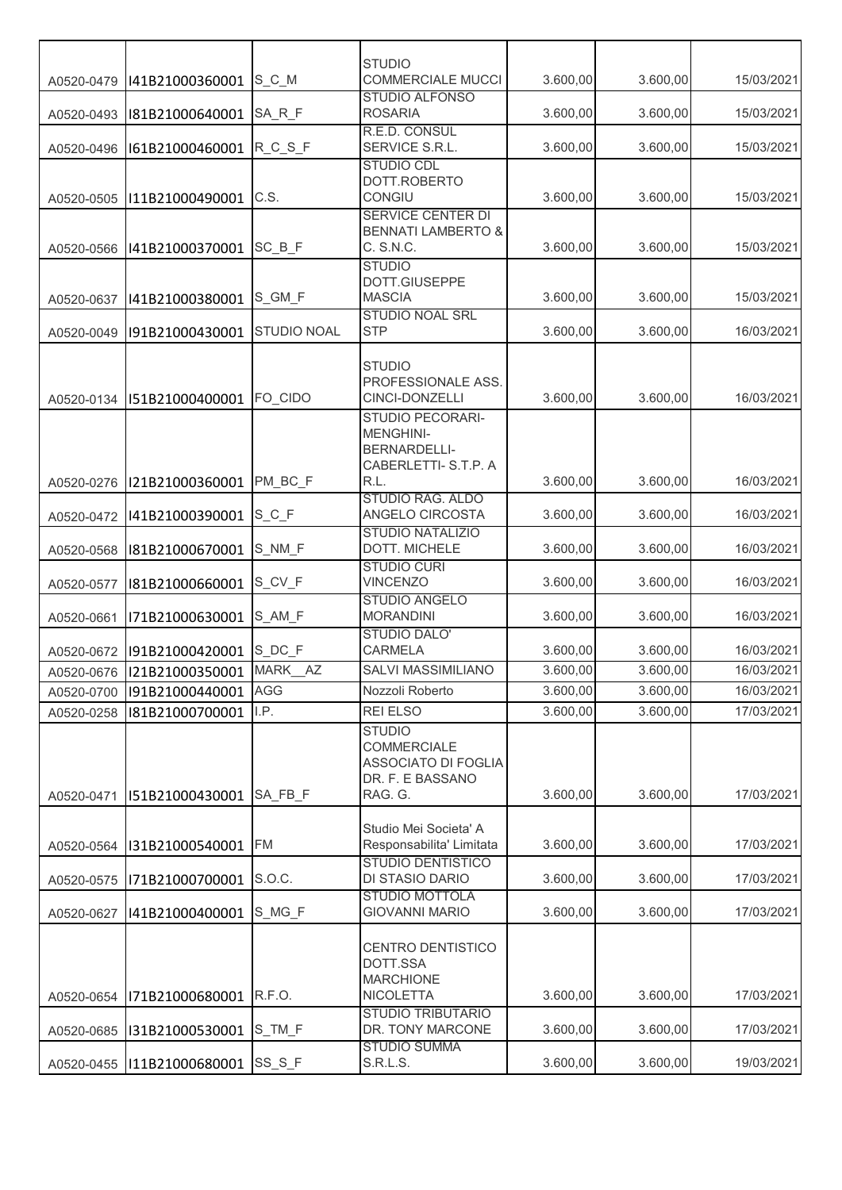| | | | | | | |
|---|---|---|---|---|---|---|
| A0520-0479 | I41B21000360001 | S_C_M | STUDIO COMMERCIALE MUCCI | 3.600,00 | 3.600,00 | 15/03/2021 |
| A0520-0493 | I81B21000640001 | SA_R_F | STUDIO ALFONSO ROSARIA | 3.600,00 | 3.600,00 | 15/03/2021 |
| A0520-0496 | I61B21000460001 | R_C_S_F | R.E.D. CONSUL SERVICE S.R.L. | 3.600,00 | 3.600,00 | 15/03/2021 |
| A0520-0505 | I11B21000490001 | C.S. | STUDIO CDL DOTT.ROBERTO CONGIU | 3.600,00 | 3.600,00 | 15/03/2021 |
| A0520-0566 | I41B21000370001 | SC_B_F | SERVICE CENTER DI BENNATI LAMBERTO & C. S.N.C. | 3.600,00 | 3.600,00 | 15/03/2021 |
| A0520-0637 | I41B21000380001 | S_GM_F | STUDIO DOTT.GIUSEPPE MASCIA | 3.600,00 | 3.600,00 | 15/03/2021 |
| A0520-0049 | I91B21000430001 | STUDIO NOAL | STUDIO NOAL SRL STP | 3.600,00 | 3.600,00 | 16/03/2021 |
| A0520-0134 | I51B21000400001 | FO_CIDO | STUDIO PROFESSIONALE ASS. CINCI-DONZELLI | 3.600,00 | 3.600,00 | 16/03/2021 |
| A0520-0276 | I21B21000360001 | PM_BC_F | STUDIO PECORARI-MENGHINI-BERNARDELLI-CABERLETTI- S.T.P. A R.L. | 3.600,00 | 3.600,00 | 16/03/2021 |
| A0520-0472 | I41B21000390001 | S_C_F | STUDIO RAG. ALDO ANGELO CIRCOSTA | 3.600,00 | 3.600,00 | 16/03/2021 |
| A0520-0568 | I81B21000670001 | S_NM_F | STUDIO NATALIZIO DOTT. MICHELE | 3.600,00 | 3.600,00 | 16/03/2021 |
| A0520-0577 | I81B21000660001 | S_CV_F | STUDIO CURI VINCENZO | 3.600,00 | 3.600,00 | 16/03/2021 |
| A0520-0661 | I71B21000630001 | S_AM_F | STUDIO ANGELO MORANDINI | 3.600,00 | 3.600,00 | 16/03/2021 |
| A0520-0672 | I91B21000420001 | S_DC_F | STUDIO DALO' CARMELA | 3.600,00 | 3.600,00 | 16/03/2021 |
| A0520-0676 | I21B21000350001 | MARK__AZ | SALVI MASSIMILIANO | 3.600,00 | 3.600,00 | 16/03/2021 |
| A0520-0700 | I91B21000440001 | AGG | Nozzoli Roberto | 3.600,00 | 3.600,00 | 16/03/2021 |
| A0520-0258 | I81B21000700001 | I.P. | REI ELSO | 3.600,00 | 3.600,00 | 17/03/2021 |
| A0520-0471 | I51B21000430001 | SA_FB_F | STUDIO COMMERCIALE ASSOCIATO DI FOGLIA DR. F. E BASSANO RAG. G. | 3.600,00 | 3.600,00 | 17/03/2021 |
| A0520-0564 | I31B21000540001 | FM | Studio Mei Societa' A Responsabilita' Limitata | 3.600,00 | 3.600,00 | 17/03/2021 |
| A0520-0575 | I71B21000700001 | S.O.C. | STUDIO DENTISTICO DI STASIO DARIO | 3.600,00 | 3.600,00 | 17/03/2021 |
| A0520-0627 | I41B21000400001 | S_MG_F | STUDIO MOTTOLA GIOVANNI MARIO | 3.600,00 | 3.600,00 | 17/03/2021 |
| A0520-0654 | I71B21000680001 | R.F.O. | CENTRO DENTISTICO DOTT.SSA MARCHIONE NICOLETTA | 3.600,00 | 3.600,00 | 17/03/2021 |
| A0520-0685 | I31B21000530001 | S_TM_F | STUDIO TRIBUTARIO DR. TONY MARCONE | 3.600,00 | 3.600,00 | 17/03/2021 |
| A0520-0455 | I11B21000680001 | SS_S_F | STUDIO SUMMA S.R.L.S. | 3.600,00 | 3.600,00 | 19/03/2021 |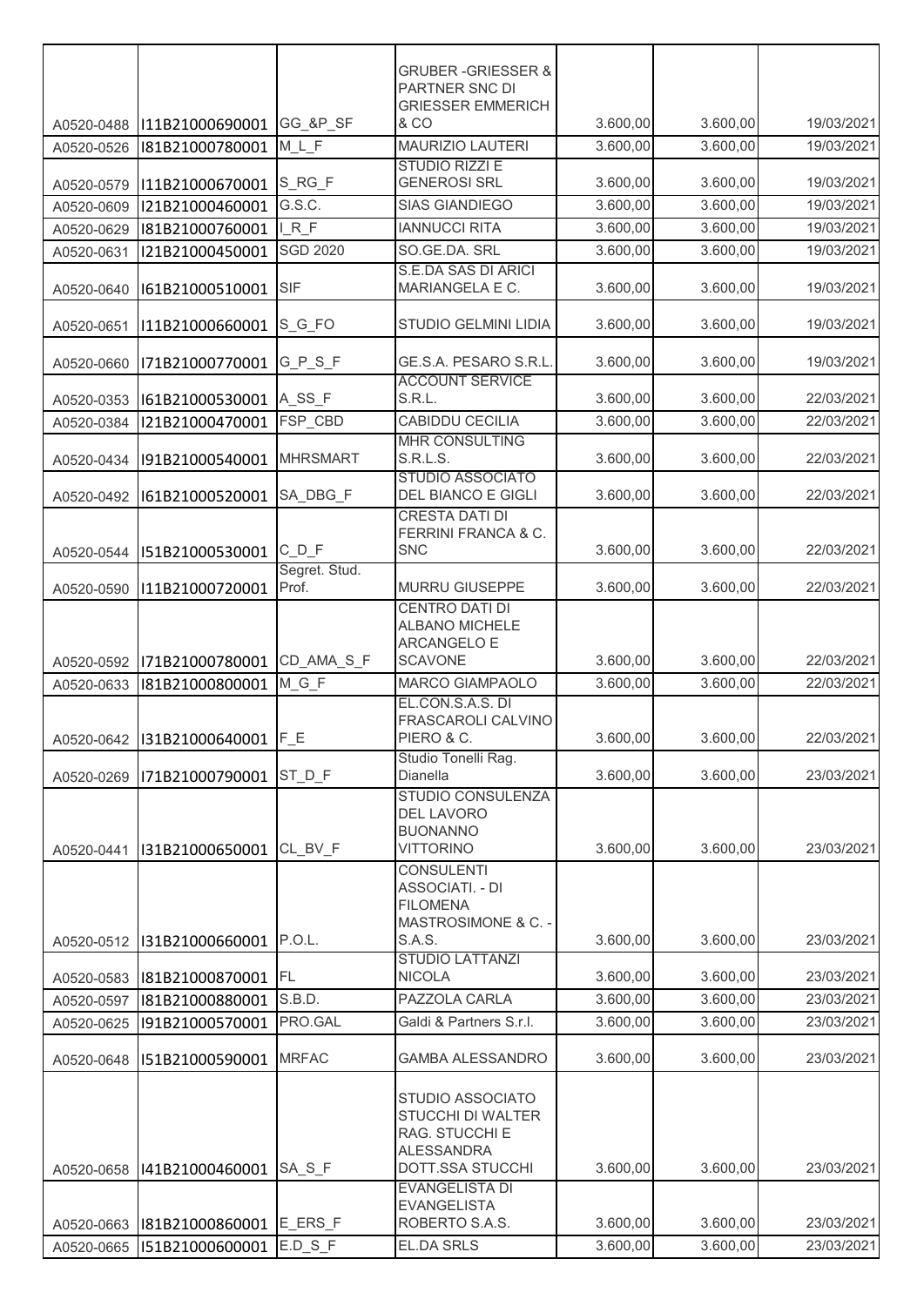| | | | | | | |
|---|---|---|---|---|---|---|
| A0520-0488 | I11B21000690001 | GG_&P_SF | GRUBER -GRIESSER & PARTNER SNC DI GRIESSER EMMERICH & CO | 3.600,00 | 3.600,00 | 19/03/2021 |
| A0520-0526 | I81B21000780001 | M_L_F | MAURIZIO LAUTERI | 3.600,00 | 3.600,00 | 19/03/2021 |
| A0520-0579 | I11B21000670001 | S_RG_F | STUDIO RIZZI E GENEROSI SRL | 3.600,00 | 3.600,00 | 19/03/2021 |
| A0520-0609 | I21B21000460001 | G.S.C. | SIAS GIANDIEGO | 3.600,00 | 3.600,00 | 19/03/2021 |
| A0520-0629 | I81B21000760001 | I_R_F | IANNUCCI RITA | 3.600,00 | 3.600,00 | 19/03/2021 |
| A0520-0631 | I21B21000450001 | SGD 2020 | SO.GE.DA. SRL | 3.600,00 | 3.600,00 | 19/03/2021 |
| A0520-0640 | I61B21000510001 | SIF | S.E.DA SAS DI ARICI MARIANGELA E C. | 3.600,00 | 3.600,00 | 19/03/2021 |
| A0520-0651 | I11B21000660001 | S_G_FO | STUDIO GELMINI LIDIA | 3.600,00 | 3.600,00 | 19/03/2021 |
| A0520-0660 | I71B21000770001 | G_P_S_F | GE.S.A. PESARO S.R.L. | 3.600,00 | 3.600,00 | 19/03/2021 |
| A0520-0353 | I61B21000530001 | A_SS_F | ACCOUNT SERVICE S.R.L. | 3.600,00 | 3.600,00 | 22/03/2021 |
| A0520-0384 | I21B21000470001 | FSP_CBD | CABIDDU CECILIA | 3.600,00 | 3.600,00 | 22/03/2021 |
| A0520-0434 | I91B21000540001 | MHRSMART | MHR CONSULTING S.R.L.S. | 3.600,00 | 3.600,00 | 22/03/2021 |
| A0520-0492 | I61B21000520001 | SA_DBG_F | STUDIO ASSOCIATO DEL BIANCO E GIGLI | 3.600,00 | 3.600,00 | 22/03/2021 |
| A0520-0544 | I51B21000530001 | C_D_F | CRESTA DATI DI FERRINI FRANCA & C. SNC | 3.600,00 | 3.600,00 | 22/03/2021 |
| A0520-0590 | I11B21000720001 | Segret. Stud. Prof. | MURRU GIUSEPPE | 3.600,00 | 3.600,00 | 22/03/2021 |
| A0520-0592 | I71B21000780001 | CD_AMA_S_F | CENTRO DATI DI ALBANO MICHELE ARCANGELO E SCAVONE | 3.600,00 | 3.600,00 | 22/03/2021 |
| A0520-0633 | I81B21000800001 | M_G_F | MARCO GIAMPAOLO | 3.600,00 | 3.600,00 | 22/03/2021 |
| A0520-0642 | I31B21000640001 | F_E | EL.CON.S.A.S. DI FRASCAROLI CALVINO PIERO & C. | 3.600,00 | 3.600,00 | 22/03/2021 |
| A0520-0269 | I71B21000790001 | ST_D_F | Studio Tonelli Rag. Dianella | 3.600,00 | 3.600,00 | 23/03/2021 |
| A0520-0441 | I31B21000650001 | CL_BV_F | STUDIO CONSULENZA DEL LAVORO BUONANNO VITTORINO | 3.600,00 | 3.600,00 | 23/03/2021 |
| A0520-0512 | I31B21000660001 | P.O.L. | CONSULENTI ASSOCIATI. - DI FILOMENA MASTROSIMONE & C. - S.A.S. | 3.600,00 | 3.600,00 | 23/03/2021 |
| A0520-0583 | I81B21000870001 | FL | STUDIO LATTANZI NICOLA | 3.600,00 | 3.600,00 | 23/03/2021 |
| A0520-0597 | I81B21000880001 | S.B.D. | PAZZOLA CARLA | 3.600,00 | 3.600,00 | 23/03/2021 |
| A0520-0625 | I91B21000570001 | PRO.GAL | Galdi & Partners S.r.l. | 3.600,00 | 3.600,00 | 23/03/2021 |
| A0520-0648 | I51B21000590001 | MRFAC | GAMBA ALESSANDRO | 3.600,00 | 3.600,00 | 23/03/2021 |
| A0520-0658 | I41B21000460001 | SA_S_F | STUDIO ASSOCIATO STUCCHI DI WALTER RAG. STUCCHI E ALESSANDRA DOTT.SSA STUCCHI | 3.600,00 | 3.600,00 | 23/03/2021 |
| A0520-0663 | I81B21000860001 | E_ERS_F | EVANGELISTA DI EVANGELISTA ROBERTO S.A.S. | 3.600,00 | 3.600,00 | 23/03/2021 |
| A0520-0665 | I51B21000600001 | E.D_S_F | EL.DA SRLS | 3.600,00 | 3.600,00 | 23/03/2021 |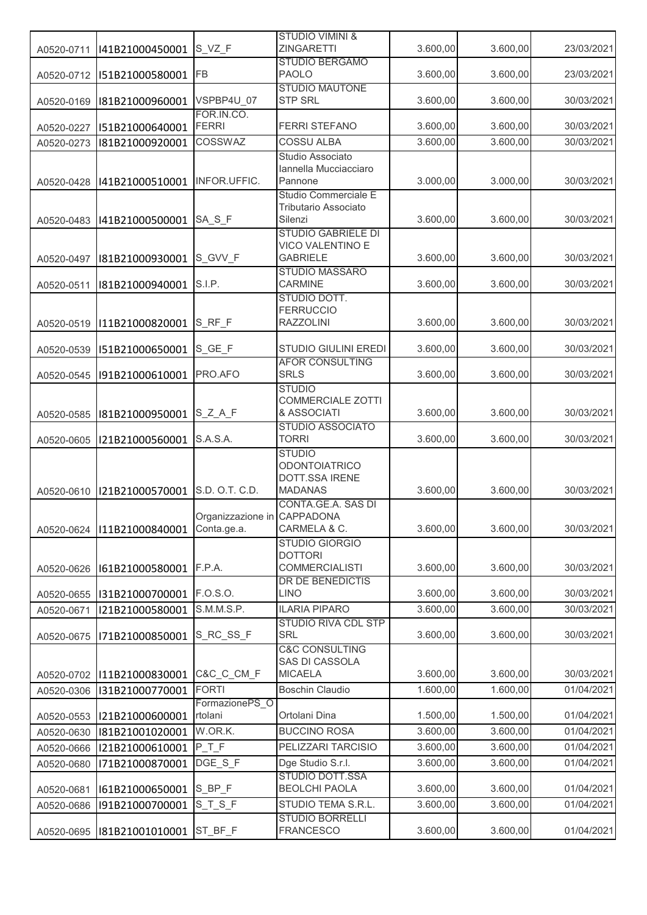| | | | | | | |
|---|---|---|---|---|---|---|
| A0520-0711 | I41B21000450001 | S_VZ_F | STUDIO VIMINI & ZINGARETTI | 3.600,00 | 3.600,00 | 23/03/2021 |
| A0520-0712 | I51B21000580001 | FB | STUDIO BERGAMO PAOLO | 3.600,00 | 3.600,00 | 23/03/2021 |
| A0520-0169 | I81B21000960001 | VSPBP4U_07 | STUDIO MAUTONE STP SRL | 3.600,00 | 3.600,00 | 30/03/2021 |
| A0520-0227 | I51B21000640001 | FOR.IN.CO. FERRI | FERRI STEFANO | 3.600,00 | 3.600,00 | 30/03/2021 |
| A0520-0273 | I81B21000920001 | COSSWAZ | COSSU ALBA | 3.600,00 | 3.600,00 | 30/03/2021 |
| A0520-0428 | I41B21000510001 | INFOR.UFFIC. | Studio Associato Iannella Mucciacciaro Pannone | 3.000,00 | 3.000,00 | 30/03/2021 |
| A0520-0483 | I41B21000500001 | SA_S_F | Studio Commerciale E Tributario Associato Silenzi | 3.600,00 | 3.600,00 | 30/03/2021 |
| A0520-0497 | I81B21000930001 | S_GVV_F | STUDIO GABRIELE DI VICO VALENTINO E GABRIELE | 3.600,00 | 3.600,00 | 30/03/2021 |
| A0520-0511 | I81B21000940001 | S.I.P. | STUDIO MASSARO CARMINE | 3.600,00 | 3.600,00 | 30/03/2021 |
| A0520-0519 | I11B21000820001 | S_RF_F | STUDIO DOTT. FERRUCCIO RAZZOLINI | 3.600,00 | 3.600,00 | 30/03/2021 |
| A0520-0539 | I51B21000650001 | S_GE_F | STUDIO GIULINI EREDI | 3.600,00 | 3.600,00 | 30/03/2021 |
| A0520-0545 | I91B21000610001 | PRO.AFO | AFOR CONSULTING SRLS | 3.600,00 | 3.600,00 | 30/03/2021 |
| A0520-0585 | I81B21000950001 | S_Z_A_F | STUDIO COMMERCIALE ZOTTI & ASSOCIATI | 3.600,00 | 3.600,00 | 30/03/2021 |
| A0520-0605 | I21B21000560001 | S.A.S.A. | STUDIO ASSOCIATO TORRI | 3.600,00 | 3.600,00 | 30/03/2021 |
| A0520-0610 | I21B21000570001 | S.D. O.T. C.D. | STUDIO ODONTOIATRICO DOTT.SSA IRENE MADANAS | 3.600,00 | 3.600,00 | 30/03/2021 |
| A0520-0624 | I11B21000840001 | Organizzazione in Conta.ge.a. | CONTA.GE.A. SAS DI CAPPADONA CARMELA & C. | 3.600,00 | 3.600,00 | 30/03/2021 |
| A0520-0626 | I61B21000580001 | F.P.A. | STUDIO GIORGIO DOTTORI COMMERCIALISTI | 3.600,00 | 3.600,00 | 30/03/2021 |
| A0520-0655 | I31B21000700001 | F.O.S.O. | DR DE BENEDICTIS LINO | 3.600,00 | 3.600,00 | 30/03/2021 |
| A0520-0671 | I21B21000580001 | S.M.M.S.P. | ILARIA PIPARO | 3.600,00 | 3.600,00 | 30/03/2021 |
| A0520-0675 | I71B21000850001 | S_RC_SS_F | STUDIO RIVA CDL STP SRL | 3.600,00 | 3.600,00 | 30/03/2021 |
| A0520-0702 | I11B21000830001 | C&C_C_CM_F | C&C CONSULTING SAS DI CASSOLA MICAELA | 3.600,00 | 3.600,00 | 30/03/2021 |
| A0520-0306 | I31B21000770001 | FORTI | Boschin Claudio | 1.600,00 | 1.600,00 | 01/04/2021 |
| A0520-0553 | I21B21000600001 | FormazionePS_Ortolani | Ortolani Dina | 1.500,00 | 1.500,00 | 01/04/2021 |
| A0520-0630 | I81B21001020001 | W.OR.K. | BUCCINO ROSA | 3.600,00 | 3.600,00 | 01/04/2021 |
| A0520-0666 | I21B21000610001 | P_T_F | PELIZZARI TARCISIO | 3.600,00 | 3.600,00 | 01/04/2021 |
| A0520-0680 | I71B21000870001 | DGE_S_F | Dge Studio S.r.l. | 3.600,00 | 3.600,00 | 01/04/2021 |
| A0520-0681 | I61B21000650001 | S_BP_F | STUDIO DOTT.SSA BEOLCHI PAOLA | 3.600,00 | 3.600,00 | 01/04/2021 |
| A0520-0686 | I91B21000700001 | S_T_S_F | STUDIO TEMA S.R.L. | 3.600,00 | 3.600,00 | 01/04/2021 |
| A0520-0695 | I81B21001010001 | ST_BF_F | STUDIO BORRELLI FRANCESCO | 3.600,00 | 3.600,00 | 01/04/2021 |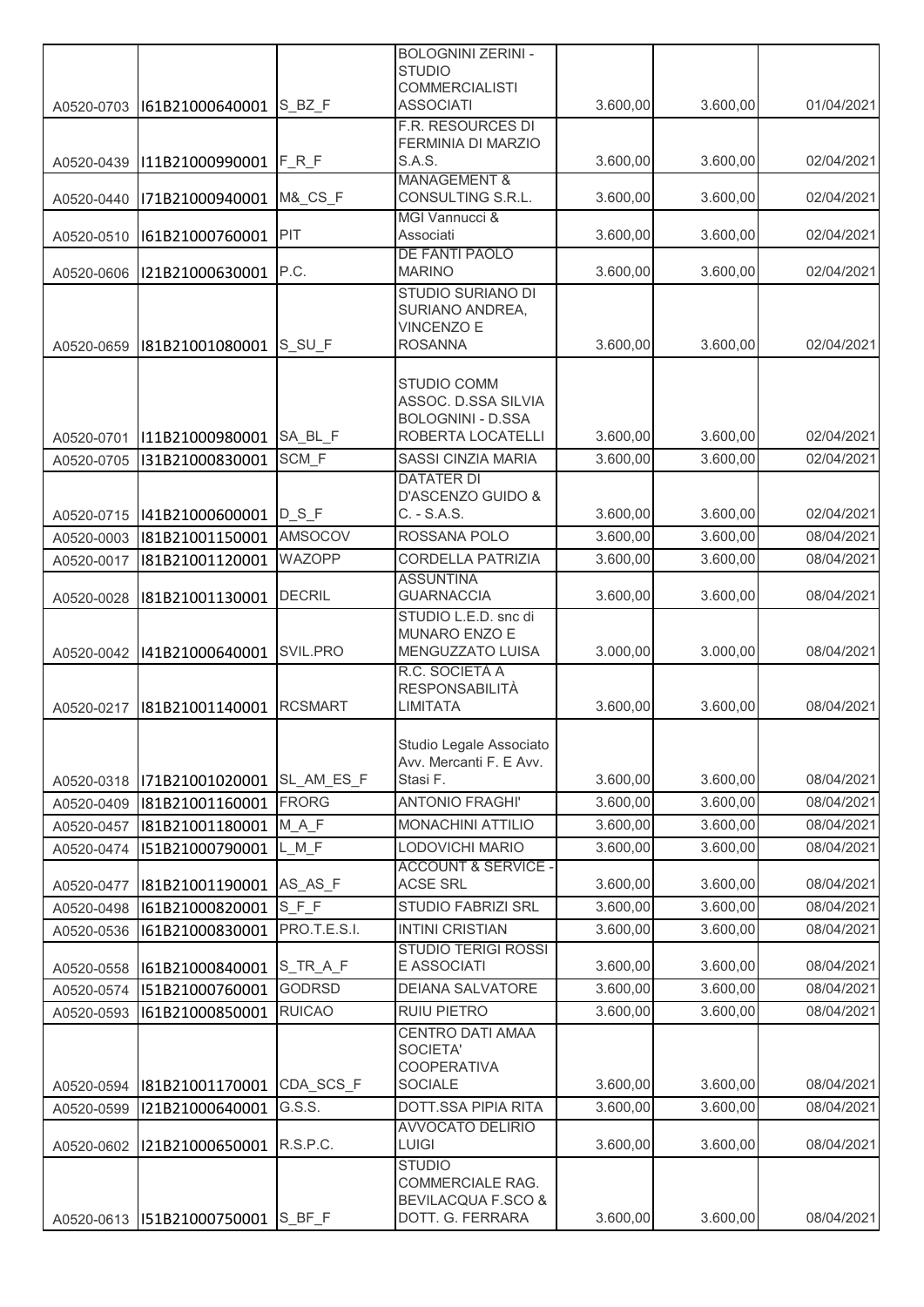| | | | | | | |
|---|---|---|---|---|---|---|
| A0520-0703 | I61B21000640001 | S_BZ_F | BOLOGNINI ZERINI - STUDIO COMMERCIALISTI ASSOCIATI | 3.600,00 | 3.600,00 | 01/04/2021 |
| A0520-0439 | I11B21000990001 | F_R_F | F.R. RESOURCES DI FERMINIA DI MARZIO S.A.S. | 3.600,00 | 3.600,00 | 02/04/2021 |
| A0520-0440 | I71B21000940001 | M&_CS_F | MANAGEMENT & CONSULTING S.R.L. | 3.600,00 | 3.600,00 | 02/04/2021 |
| A0520-0510 | I61B21000760001 | PIT | MGI Vannucci & Associati | 3.600,00 | 3.600,00 | 02/04/2021 |
| A0520-0606 | I21B21000630001 | P.C. | DE FANTI PAOLO MARINO | 3.600,00 | 3.600,00 | 02/04/2021 |
| A0520-0659 | I81B21001080001 | S_SU_F | STUDIO SURIANO DI SURIANO ANDREA, VINCENZO E ROSANNA | 3.600,00 | 3.600,00 | 02/04/2021 |
| A0520-0701 | I11B21000980001 | SA_BL_F | STUDIO COMM ASSOC. D.SSA SILVIA BOLOGNINI - D.SSA ROBERTA LOCATELLI | 3.600,00 | 3.600,00 | 02/04/2021 |
| A0520-0705 | I31B21000830001 | SCM_F | SASSI CINZIA MARIA | 3.600,00 | 3.600,00 | 02/04/2021 |
| A0520-0715 | I41B21000600001 | D_S_F | DATATER DI D'ASCENZO GUIDO & C. - S.A.S. | 3.600,00 | 3.600,00 | 02/04/2021 |
| A0520-0003 | I81B21001150001 | AMSOCOV | ROSSANA POLO | 3.600,00 | 3.600,00 | 08/04/2021 |
| A0520-0017 | I81B21001120001 | WAZOPP | CORDELLA PATRIZIA | 3.600,00 | 3.600,00 | 08/04/2021 |
| A0520-0028 | I81B21001130001 | DECRIL | ASSUNTINA GUARNACCIA | 3.600,00 | 3.600,00 | 08/04/2021 |
| A0520-0042 | I41B21000640001 | SVIL.PRO | STUDIO L.E.D. snc di MUNARO ENZO E MENGUZZATO LUISA | 3.000,00 | 3.000,00 | 08/04/2021 |
| A0520-0217 | I81B21001140001 | RCSMART | R.C. SOCIETÀ A RESPONSABILITÀ LIMITATA | 3.600,00 | 3.600,00 | 08/04/2021 |
| A0520-0318 | I71B21001020001 | SL_AM_ES_F | Studio Legale Associato Avv. Mercanti F. E Avv. Stasi F. | 3.600,00 | 3.600,00 | 08/04/2021 |
| A0520-0409 | I81B21001160001 | FRORG | ANTONIO FRAGHI' | 3.600,00 | 3.600,00 | 08/04/2021 |
| A0520-0457 | I81B21001180001 | M_A_F | MONACHINI ATTILIO | 3.600,00 | 3.600,00 | 08/04/2021 |
| A0520-0474 | I51B21000790001 | L_M_F | LODOVICHI MARIO | 3.600,00 | 3.600,00 | 08/04/2021 |
| A0520-0477 | I81B21001190001 | AS_AS_F | ACCOUNT & SERVICE - ACSE SRL | 3.600,00 | 3.600,00 | 08/04/2021 |
| A0520-0498 | I61B21000820001 | S_F_F | STUDIO FABRIZI SRL | 3.600,00 | 3.600,00 | 08/04/2021 |
| A0520-0536 | I61B21000830001 | PRO.T.E.S.I. | INTINI CRISTIAN | 3.600,00 | 3.600,00 | 08/04/2021 |
| A0520-0558 | I61B21000840001 | S_TR_A_F | STUDIO TERIGI ROSSI E ASSOCIATI | 3.600,00 | 3.600,00 | 08/04/2021 |
| A0520-0574 | I51B21000760001 | GODRSD | DEIANA SALVATORE | 3.600,00 | 3.600,00 | 08/04/2021 |
| A0520-0593 | I61B21000850001 | RUICAO | RUIU PIETRO | 3.600,00 | 3.600,00 | 08/04/2021 |
| A0520-0594 | I81B21001170001 | CDA_SCS_F | CENTRO DATI AMAA SOCIETA' COOPERATIVA SOCIALE | 3.600,00 | 3.600,00 | 08/04/2021 |
| A0520-0599 | I21B21000640001 | G.S.S. | DOTT.SSA PIPIA RITA | 3.600,00 | 3.600,00 | 08/04/2021 |
| A0520-0602 | I21B21000650001 | R.S.P.C. | AVVOCATO DELIRIO LUIGI | 3.600,00 | 3.600,00 | 08/04/2021 |
| A0520-0613 | I51B21000750001 | S_BF_F | STUDIO COMMERCIALE RAG. BEVILACQUA F.SCO & DOTT. G. FERRARA | 3.600,00 | 3.600,00 | 08/04/2021 |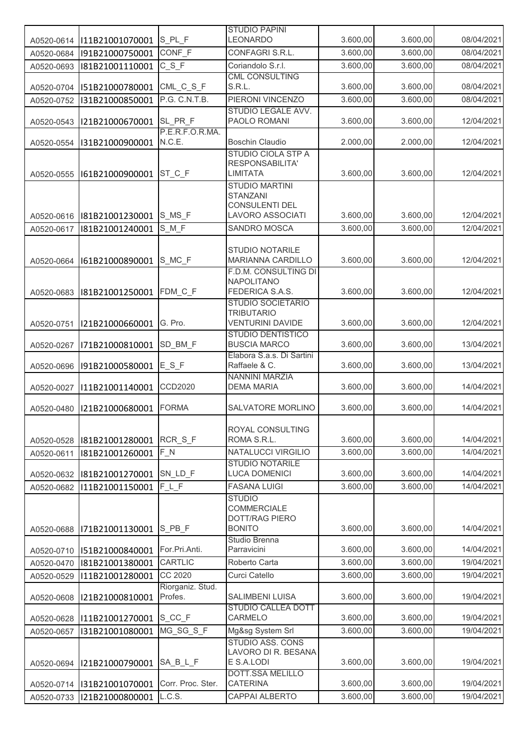| | | | | | | |
|---|---|---|---|---|---|---|
| A0520-0614 | I11B21001070001 | S_PL_F | STUDIO PAPINI LEONARDO | 3.600,00 | 3.600,00 | 08/04/2021 |
| A0520-0684 | I91B21000750001 | CONF_F | CONFAGRI S.R.L. | 3.600,00 | 3.600,00 | 08/04/2021 |
| A0520-0693 | I81B21001110001 | C_S_F | Coriandolo S.r.l. | 3.600,00 | 3.600,00 | 08/04/2021 |
| A0520-0704 | I51B21000780001 | CML_C_S_F | CML CONSULTING S.R.L. | 3.600,00 | 3.600,00 | 08/04/2021 |
| A0520-0752 | I31B21000850001 | P.G. C.N.T.B. | PIERONI VINCENZO | 3.600,00 | 3.600,00 | 08/04/2021 |
| A0520-0543 | I21B21000670001 | SL_PR_F | STUDIO LEGALE AVV. PAOLO ROMANI | 3.600,00 | 3.600,00 | 12/04/2021 |
| A0520-0554 | I31B21000900001 | P.E.R.F.O.R.MA. N.C.E. | Boschin Claudio | 2.000,00 | 2.000,00 | 12/04/2021 |
| A0520-0555 | I61B21000900001 | ST_C_F | STUDIO CIOLA STP A RESPONSABILITA' LIMITATA | 3.600,00 | 3.600,00 | 12/04/2021 |
| A0520-0616 | I81B21001230001 | S_MS_F | STUDIO MARTINI STANZANI CONSULENTI DEL LAVORO ASSOCIATI | 3.600,00 | 3.600,00 | 12/04/2021 |
| A0520-0617 | I81B21001240001 | S_M_F | SANDRO MOSCA | 3.600,00 | 3.600,00 | 12/04/2021 |
| A0520-0664 | I61B21000890001 | S_MC_F | STUDIO NOTARILE MARIANNA CARDILLO | 3.600,00 | 3.600,00 | 12/04/2021 |
| A0520-0683 | I81B21001250001 | FDM_C_F | F.D.M. CONSULTING DI NAPOLITANO FEDERICA S.A.S. | 3.600,00 | 3.600,00 | 12/04/2021 |
| A0520-0751 | I21B21000660001 | G. Pro. | STUDIO SOCIETARIO TRIBUTARIO VENTURINI DAVIDE | 3.600,00 | 3.600,00 | 12/04/2021 |
| A0520-0267 | I71B21000810001 | SD_BM_F | STUDIO DENTISTICO BUSCIA MARCO | 3.600,00 | 3.600,00 | 13/04/2021 |
| A0520-0696 | I91B21000580001 | E_S_F | Elabora S.a.s. Di Sartini Raffaele & C. | 3.600,00 | 3.600,00 | 13/04/2021 |
| A0520-0027 | I11B21001140001 | CCD2020 | NANNINI MARZIA DEMA MARIA | 3.600,00 | 3.600,00 | 14/04/2021 |
| A0520-0480 | I21B21000680001 | FORMA | SALVATORE MORLINO | 3.600,00 | 3.600,00 | 14/04/2021 |
| A0520-0528 | I81B21001280001 | RCR_S_F | ROYAL CONSULTING ROMA S.R.L. | 3.600,00 | 3.600,00 | 14/04/2021 |
| A0520-0611 | I81B21001260001 | F_N | NATALUCCI VIRGILIO | 3.600,00 | 3.600,00 | 14/04/2021 |
| A0520-0632 | I81B21001270001 | SN_LD_F | STUDIO NOTARILE LUCA DOMENICI | 3.600,00 | 3.600,00 | 14/04/2021 |
| A0520-0682 | I11B21001150001 | F_L_F | FASANA LUIGI | 3.600,00 | 3.600,00 | 14/04/2021 |
| A0520-0688 | I71B21001130001 | S_PB_F | STUDIO COMMERCIALE DOTT/RAG PIERO BONITO | 3.600,00 | 3.600,00 | 14/04/2021 |
| A0520-0710 | I51B21000840001 | For.Pri.Anti. | Studio Brenna Parravicini | 3.600,00 | 3.600,00 | 14/04/2021 |
| A0520-0470 | I81B21001380001 | CARTLIC | Roberto Carta | 3.600,00 | 3.600,00 | 19/04/2021 |
| A0520-0529 | I11B21001280001 | CC 2020 | Curci Catello | 3.600,00 | 3.600,00 | 19/04/2021 |
| A0520-0608 | I21B21000810001 | Riorganiz. Stud. Profes. | SALIMBENI LUISA | 3.600,00 | 3.600,00 | 19/04/2021 |
| A0520-0628 | I11B21001270001 | S_CC_F | STUDIO CALLEA DOTT CARMELO | 3.600,00 | 3.600,00 | 19/04/2021 |
| A0520-0657 | I31B21001080001 | MG_SG_S_F | Mg&sg System Srl | 3.600,00 | 3.600,00 | 19/04/2021 |
| A0520-0694 | I21B21000790001 | SA_B_L_F | STUDIO ASS. CONS LAVORO DI R. BESANA E S.A.LODI | 3.600,00 | 3.600,00 | 19/04/2021 |
| A0520-0714 | I31B21001070001 | Corr. Proc. Ster. | DOTT.SSA MELILLO CATERINA | 3.600,00 | 3.600,00 | 19/04/2021 |
| A0520-0733 | I21B21000800001 | L.C.S. | CAPPAI ALBERTO | 3.600,00 | 3.600,00 | 19/04/2021 |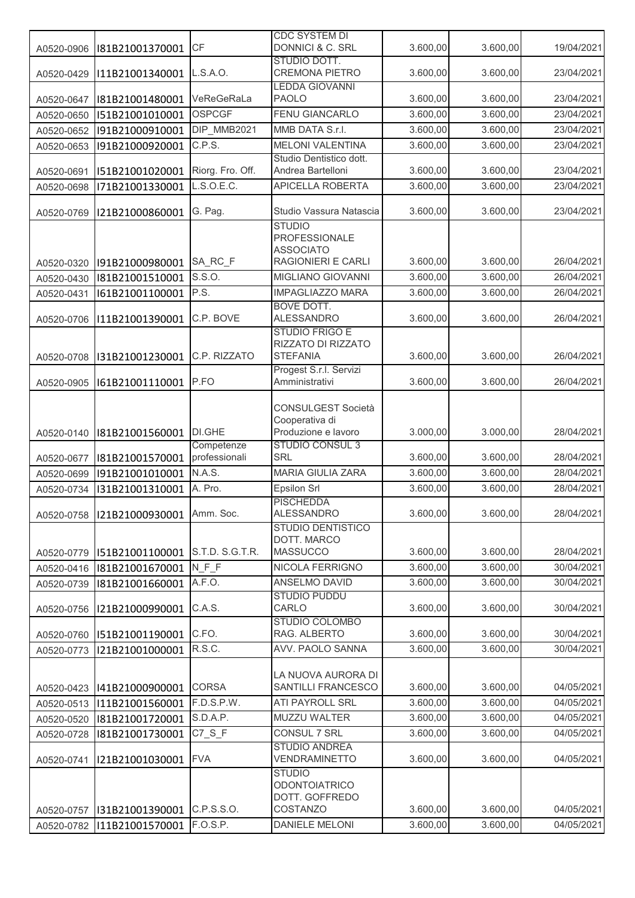| | | | | | | |
|---|---|---|---|---|---|---|
| A0520-0906 | I81B21001370001 | CF | CDC SYSTEM DI DONNICI & C. SRL | 3.600,00 | 3.600,00 | 19/04/2021 |
| A0520-0429 | I11B21001340001 | L.S.A.O. | STUDIO DOTT. CREMONA PIETRO | 3.600,00 | 3.600,00 | 23/04/2021 |
| A0520-0647 | I81B21001480001 | VeReGeRaLa | LEDDA GIOVANNI PAOLO | 3.600,00 | 3.600,00 | 23/04/2021 |
| A0520-0650 | I51B21001010001 | OSPCGF | FENU GIANCARLO | 3.600,00 | 3.600,00 | 23/04/2021 |
| A0520-0652 | I91B21000910001 | DIP_MMB2021 | MMB DATA S.r.l. | 3.600,00 | 3.600,00 | 23/04/2021 |
| A0520-0653 | I91B21000920001 | C.P.S. | MELONI VALENTINA | 3.600,00 | 3.600,00 | 23/04/2021 |
| A0520-0691 | I51B21001020001 | Riorg. Fro. Off. | Studio Dentistico dott. Andrea Bartelloni | 3.600,00 | 3.600,00 | 23/04/2021 |
| A0520-0698 | I71B21001330001 | L.S.O.E.C. | APICELLA ROBERTA | 3.600,00 | 3.600,00 | 23/04/2021 |
| A0520-0769 | I21B21000860001 | G. Pag. | Studio Vassura Natascia | 3.600,00 | 3.600,00 | 23/04/2021 |
| A0520-0320 | I91B21000980001 | SA_RC_F | STUDIO PROFESSIONALE ASSOCIATO RAGIONIERI E CARLI | 3.600,00 | 3.600,00 | 26/04/2021 |
| A0520-0430 | I81B21001510001 | S.S.O. | MIGLIANO GIOVANNI | 3.600,00 | 3.600,00 | 26/04/2021 |
| A0520-0431 | I61B21001100001 | P.S. | IMPAGLIAZZO MARA | 3.600,00 | 3.600,00 | 26/04/2021 |
| A0520-0706 | I11B21001390001 | C.P. BOVE | BOVE DOTT. ALESSANDRO | 3.600,00 | 3.600,00 | 26/04/2021 |
| A0520-0708 | I31B21001230001 | C.P. RIZZATO | STUDIO FRIGO E RIZZATO DI RIZZATO STEFANIA | 3.600,00 | 3.600,00 | 26/04/2021 |
| A0520-0905 | I61B21001110001 | P.FO | Progest S.r.l. Servizi Amministrativi | 3.600,00 | 3.600,00 | 26/04/2021 |
| A0520-0140 | I81B21001560001 | DI.GHE | CONSULGEST Società Cooperativa di Produzione e lavoro | 3.000,00 | 3.000,00 | 28/04/2021 |
| A0520-0677 | I81B21001570001 | Competenze professionali | STUDIO CONSUL 3 SRL | 3.600,00 | 3.600,00 | 28/04/2021 |
| A0520-0699 | I91B21001010001 | N.A.S. | MARIA GIULIA ZARA | 3.600,00 | 3.600,00 | 28/04/2021 |
| A0520-0734 | I31B21001310001 | A. Pro. | Epsilon Srl | 3.600,00 | 3.600,00 | 28/04/2021 |
| A0520-0758 | I21B21000930001 | Amm. Soc. | PISCHEDDA ALESSANDRO | 3.600,00 | 3.600,00 | 28/04/2021 |
| A0520-0779 | I51B21001100001 | S.T.D. S.G.T.R. | STUDIO DENTISTICO DOTT. MARCO MASSUCCO | 3.600,00 | 3.600,00 | 28/04/2021 |
| A0520-0416 | I81B21001670001 | N_F_F | NICOLA FERRIGNO | 3.600,00 | 3.600,00 | 30/04/2021 |
| A0520-0739 | I81B21001660001 | A.F.O. | ANSELMO DAVID | 3.600,00 | 3.600,00 | 30/04/2021 |
| A0520-0756 | I21B21000990001 | C.A.S. | STUDIO PUDDU CARLO | 3.600,00 | 3.600,00 | 30/04/2021 |
| A0520-0760 | I51B21001190001 | C.FO. | STUDIO COLOMBO RAG. ALBERTO | 3.600,00 | 3.600,00 | 30/04/2021 |
| A0520-0773 | I21B21001000001 | R.S.C. | AVV. PAOLO SANNA | 3.600,00 | 3.600,00 | 30/04/2021 |
| A0520-0423 | I41B21000900001 | CORSA | LA NUOVA AURORA DI SANTILLI FRANCESCO | 3.600,00 | 3.600,00 | 04/05/2021 |
| A0520-0513 | I11B21001560001 | F.D.S.P.W. | ATI PAYROLL SRL | 3.600,00 | 3.600,00 | 04/05/2021 |
| A0520-0520 | I81B21001720001 | S.D.A.P. | MUZZU WALTER | 3.600,00 | 3.600,00 | 04/05/2021 |
| A0520-0728 | I81B21001730001 | C7_S_F | CONSUL 7 SRL | 3.600,00 | 3.600,00 | 04/05/2021 |
| A0520-0741 | I21B21001030001 | FVA | STUDIO ANDREA VENDRAMINETTO | 3.600,00 | 3.600,00 | 04/05/2021 |
| A0520-0757 | I31B21001390001 | C.P.S.S.O. | STUDIO ODONTOIATRICO DOTT. GOFFREDO COSTANZO | 3.600,00 | 3.600,00 | 04/05/2021 |
| A0520-0782 | I11B21001570001 | F.O.S.P. | DANIELE MELONI | 3.600,00 | 3.600,00 | 04/05/2021 |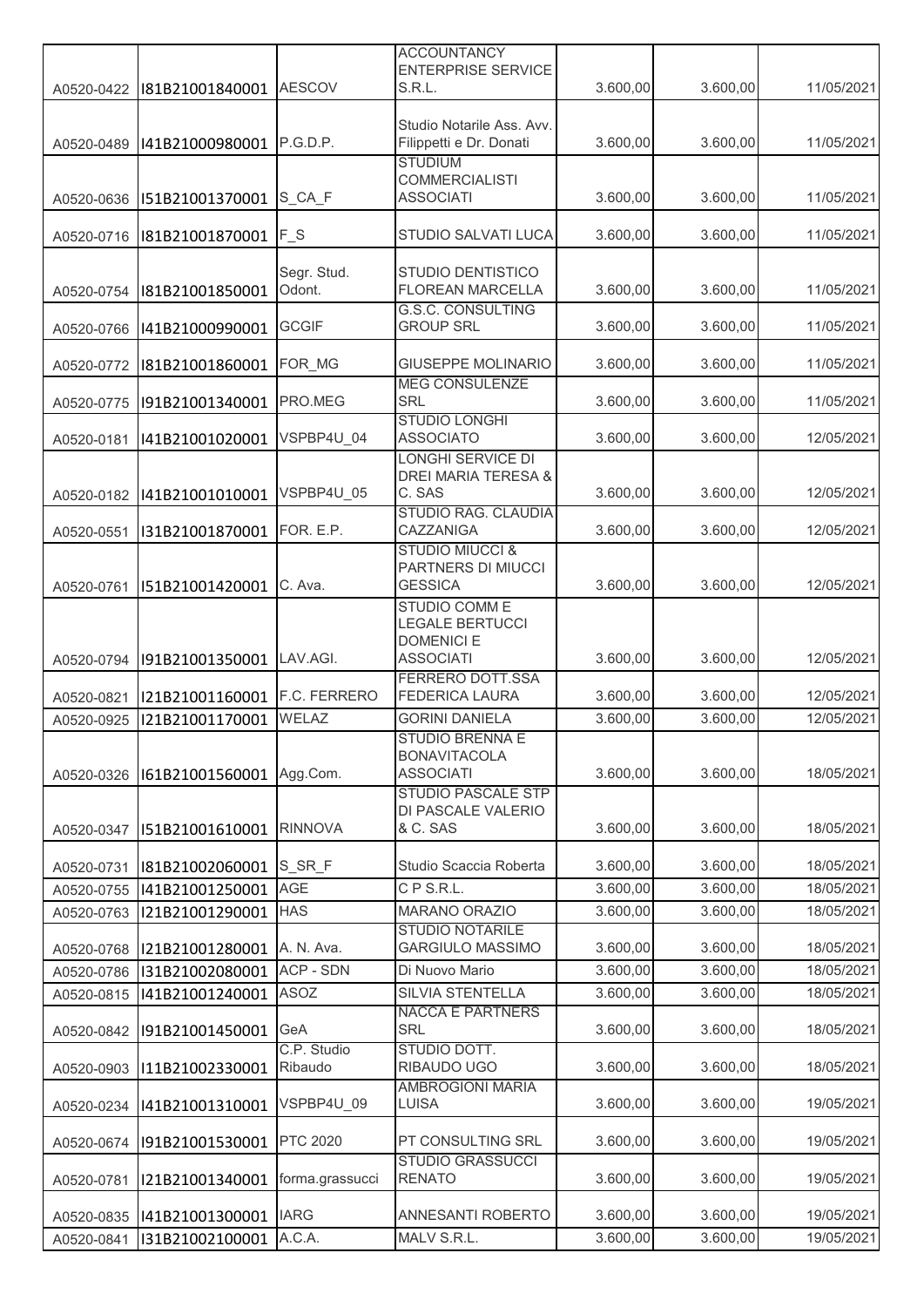| | | | | | | |
|---|---|---|---|---|---|---|
| A0520-0422 | I81B21001840001 | AESCOV | ACCOUNTANCY ENTERPRISE SERVICE S.R.L. | 3.600,00 | 3.600,00 | 11/05/2021 |
| A0520-0489 | I41B21000980001 | P.G.D.P. | Studio Notarile Ass. Avv. Filippetti e Dr. Donati | 3.600,00 | 3.600,00 | 11/05/2021 |
| A0520-0636 | I51B21001370001 | S_CA_F | STUDIUM COMMERCIALISTI ASSOCIATI | 3.600,00 | 3.600,00 | 11/05/2021 |
| A0520-0716 | I81B21001870001 | F_S | STUDIO SALVATI LUCA | 3.600,00 | 3.600,00 | 11/05/2021 |
| A0520-0754 | I81B21001850001 | Segr. Stud. Odont. | STUDIO DENTISTICO FLOREAN MARCELLA | 3.600,00 | 3.600,00 | 11/05/2021 |
| A0520-0766 | I41B21000990001 | GCGIF | G.S.C. CONSULTING GROUP SRL | 3.600,00 | 3.600,00 | 11/05/2021 |
| A0520-0772 | I81B21001860001 | FOR_MG | GIUSEPPE MOLINARIO | 3.600,00 | 3.600,00 | 11/05/2021 |
| A0520-0775 | I91B21001340001 | PRO.MEG | MEG CONSULENZE SRL | 3.600,00 | 3.600,00 | 11/05/2021 |
| A0520-0181 | I41B21001020001 | VSPBP4U_04 | STUDIO LONGHI ASSOCIATO | 3.600,00 | 3.600,00 | 12/05/2021 |
| A0520-0182 | I41B21001010001 | VSPBP4U_05 | LONGHI SERVICE DI DREI MARIA TERESA & C. SAS | 3.600,00 | 3.600,00 | 12/05/2021 |
| A0520-0551 | I31B21001870001 | FOR. E.P. | STUDIO RAG. CLAUDIA CAZZANIGA | 3.600,00 | 3.600,00 | 12/05/2021 |
| A0520-0761 | I51B21001420001 | C. Ava. | STUDIO MIUCCI & PARTNERS DI MIUCCI GESSICA | 3.600,00 | 3.600,00 | 12/05/2021 |
| A0520-0794 | I91B21001350001 | LAV.AGI. | STUDIO COMM E LEGALE BERTUCCI DOMENICI E ASSOCIATI | 3.600,00 | 3.600,00 | 12/05/2021 |
| A0520-0821 | I21B21001160001 | F.C. FERRERO | FERRERO DOTT.SSA FEDERICA LAURA | 3.600,00 | 3.600,00 | 12/05/2021 |
| A0520-0925 | I21B21001170001 | WELAZ | GORINI DANIELA | 3.600,00 | 3.600,00 | 12/05/2021 |
| A0520-0326 | I61B21001560001 | Agg.Com. | STUDIO BRENNA E BONAVITACOLA ASSOCIATI | 3.600,00 | 3.600,00 | 18/05/2021 |
| A0520-0347 | I51B21001610001 | RINNOVA | STUDIO PASCALE STP DI PASCALE VALERIO & C. SAS | 3.600,00 | 3.600,00 | 18/05/2021 |
| A0520-0731 | I81B21002060001 | S_SR_F | Studio Scaccia Roberta | 3.600,00 | 3.600,00 | 18/05/2021 |
| A0520-0755 | I41B21001250001 | AGE | C P S.R.L. | 3.600,00 | 3.600,00 | 18/05/2021 |
| A0520-0763 | I21B21001290001 | HAS | MARANO ORAZIO | 3.600,00 | 3.600,00 | 18/05/2021 |
| A0520-0768 | I21B21001280001 | A. N. Ava. | STUDIO NOTARILE GARGIULO MASSIMO | 3.600,00 | 3.600,00 | 18/05/2021 |
| A0520-0786 | I31B21002080001 | ACP - SDN | Di Nuovo Mario | 3.600,00 | 3.600,00 | 18/05/2021 |
| A0520-0815 | I41B21001240001 | ASOZ | SILVIA STENTELLA | 3.600,00 | 3.600,00 | 18/05/2021 |
| A0520-0842 | I91B21001450001 | GeA | NACCA E PARTNERS SRL | 3.600,00 | 3.600,00 | 18/05/2021 |
| A0520-0903 | I11B21002330001 | C.P. Studio Ribaudo | STUDIO DOTT. RIBAUDO UGO | 3.600,00 | 3.600,00 | 18/05/2021 |
| A0520-0234 | I41B21001310001 | VSPBP4U_09 | AMBROGIONI MARIA LUISA | 3.600,00 | 3.600,00 | 19/05/2021 |
| A0520-0674 | I91B21001530001 | PTC 2020 | PT CONSULTING SRL | 3.600,00 | 3.600,00 | 19/05/2021 |
| A0520-0781 | I21B21001340001 | forma.grassucci | STUDIO GRASSUCCI RENATO | 3.600,00 | 3.600,00 | 19/05/2021 |
| A0520-0835 | I41B21001300001 | IARG | ANNESANTI ROBERTO | 3.600,00 | 3.600,00 | 19/05/2021 |
| A0520-0841 | I31B21002100001 | A.C.A. | MALV S.R.L. | 3.600,00 | 3.600,00 | 19/05/2021 |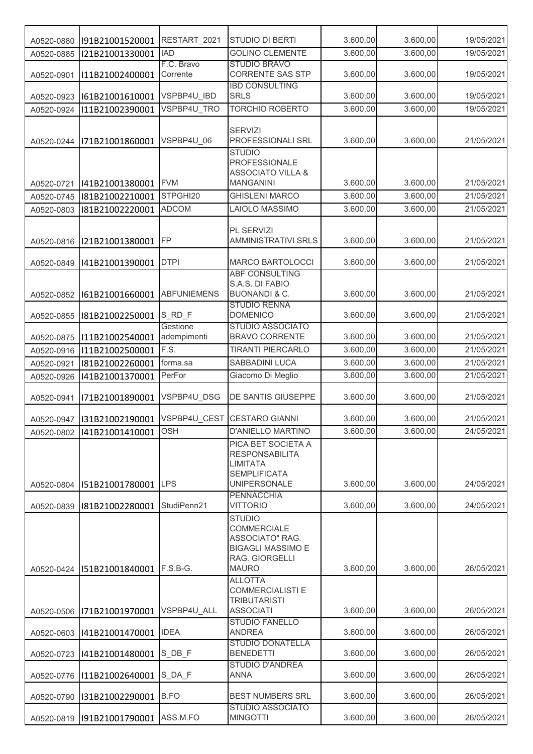| | | | | | | |
|---|---|---|---|---|---|---|
| A0520-0880 | I91B21001520001 | RESTART_2021 | STUDIO DI BERTI | 3.600,00 | 3.600,00 | 19/05/2021 |
| A0520-0885 | I21B21001330001 | IAD | GOLINO CLEMENTE | 3.600,00 | 3.600,00 | 19/05/2021 |
| A0520-0901 | I11B21002400001 | F.C. Bravo Corrente | STUDIO BRAVO CORRENTE SAS STP | 3.600,00 | 3.600,00 | 19/05/2021 |
| A0520-0923 | I61B21001610001 | VSPBP4U_IBD | IBD CONSULTING SRLS | 3.600,00 | 3.600,00 | 19/05/2021 |
| A0520-0924 | I11B21002390001 | VSPBP4U_TRO | TORCHIO ROBERTO | 3.600,00 | 3.600,00 | 19/05/2021 |
| A0520-0244 | I71B21001860001 | VSPBP4U_06 | SERVIZI PROFESSIONALI SRL | 3.600,00 | 3.600,00 | 21/05/2021 |
| A0520-0721 | I41B21001380001 | FVM | STUDIO PROFESSIONALE ASSOCIATO VILLA & MANGANINI | 3.600,00 | 3.600,00 | 21/05/2021 |
| A0520-0745 | I81B21002210001 | STPGHI20 | GHISLENI MARCO | 3.600,00 | 3.600,00 | 21/05/2021 |
| A0520-0803 | I81B21002220001 | ADCOM | LAIOLO MASSIMO | 3.600,00 | 3.600,00 | 21/05/2021 |
| A0520-0816 | I21B21001380001 | FP | PL SERVIZI AMMINISTRATIVI SRLS | 3.600,00 | 3.600,00 | 21/05/2021 |
| A0520-0849 | I41B21001390001 | DTPI | MARCO BARTOLOCCI | 3.600,00 | 3.600,00 | 21/05/2021 |
| A0520-0852 | I61B21001660001 | ABFUNIEMENS | ABF CONSULTING S.A.S. DI FABIO BUONANDI & C. | 3.600,00 | 3.600,00 | 21/05/2021 |
| A0520-0855 | I81B21002250001 | S_RD_F | STUDIO RENNA DOMENICO | 3.600,00 | 3.600,00 | 21/05/2021 |
| A0520-0875 | I11B21002540001 | Gestione adempimenti | STUDIO ASSOCIATO BRAVO CORRENTE | 3.600,00 | 3.600,00 | 21/05/2021 |
| A0520-0916 | I11B21002500001 | F.S. | TIRANTI PIERCARLO | 3.600,00 | 3.600,00 | 21/05/2021 |
| A0520-0921 | I81B21002260001 | forma.sa | SABBADINI LUCA | 3.600,00 | 3.600,00 | 21/05/2021 |
| A0520-0926 | I41B21001370001 | PerFor | Giacomo Di Meglio | 3.600,00 | 3.600,00 | 21/05/2021 |
| A0520-0941 | I71B21001890001 | VSPBP4U_DSG | DE SANTIS GIUSEPPE | 3.600,00 | 3.600,00 | 21/05/2021 |
| A0520-0947 | I31B21002190001 | VSPBP4U_CEST | CESTARO GIANNI | 3.600,00 | 3.600,00 | 21/05/2021 |
| A0520-0802 | I41B21001410001 | OSH | D'ANIELLO MARTINO | 3.600,00 | 3.600,00 | 24/05/2021 |
| A0520-0804 | I51B21001780001 | LPS | PICA BET SOCIETA A RESPONSABILITA LIMITATA SEMPLIFICATA UNIPERSONALE | 3.600,00 | 3.600,00 | 24/05/2021 |
| A0520-0839 | I81B21002280001 | StudiPenn21 | PENNACCHIA VITTORIO | 3.600,00 | 3.600,00 | 24/05/2021 |
| A0520-0424 | I51B21001840001 | F.S.B-G. | STUDIO COMMERCIALE ASSOCIATO" RAG. BIGAGLI MASSIMO E RAG. GIORGELLI MAURO | 3.600,00 | 3.600,00 | 26/05/2021 |
| A0520-0506 | I71B21001970001 | VSPBP4U_ALL | ALLOTTA COMMERCIALISTI E TRIBUTARISTI ASSOCIATI | 3.600,00 | 3.600,00 | 26/05/2021 |
| A0520-0603 | I41B21001470001 | IDEA | STUDIO FANELLO ANDREA | 3.600,00 | 3.600,00 | 26/05/2021 |
| A0520-0723 | I41B21001480001 | S_DB_F | STUDIO DONATELLA BENEDETTI | 3.600,00 | 3.600,00 | 26/05/2021 |
| A0520-0776 | I11B21002640001 | S_DA_F | STUDIO D'ANDREA ANNA | 3.600,00 | 3.600,00 | 26/05/2021 |
| A0520-0790 | I31B21002290001 | B.FO | BEST NUMBERS SRL | 3.600,00 | 3.600,00 | 26/05/2021 |
| A0520-0819 | I91B21001790001 | ASS.M.FO | STUDIO ASSOCIATO MINGOTTI | 3.600,00 | 3.600,00 | 26/05/2021 |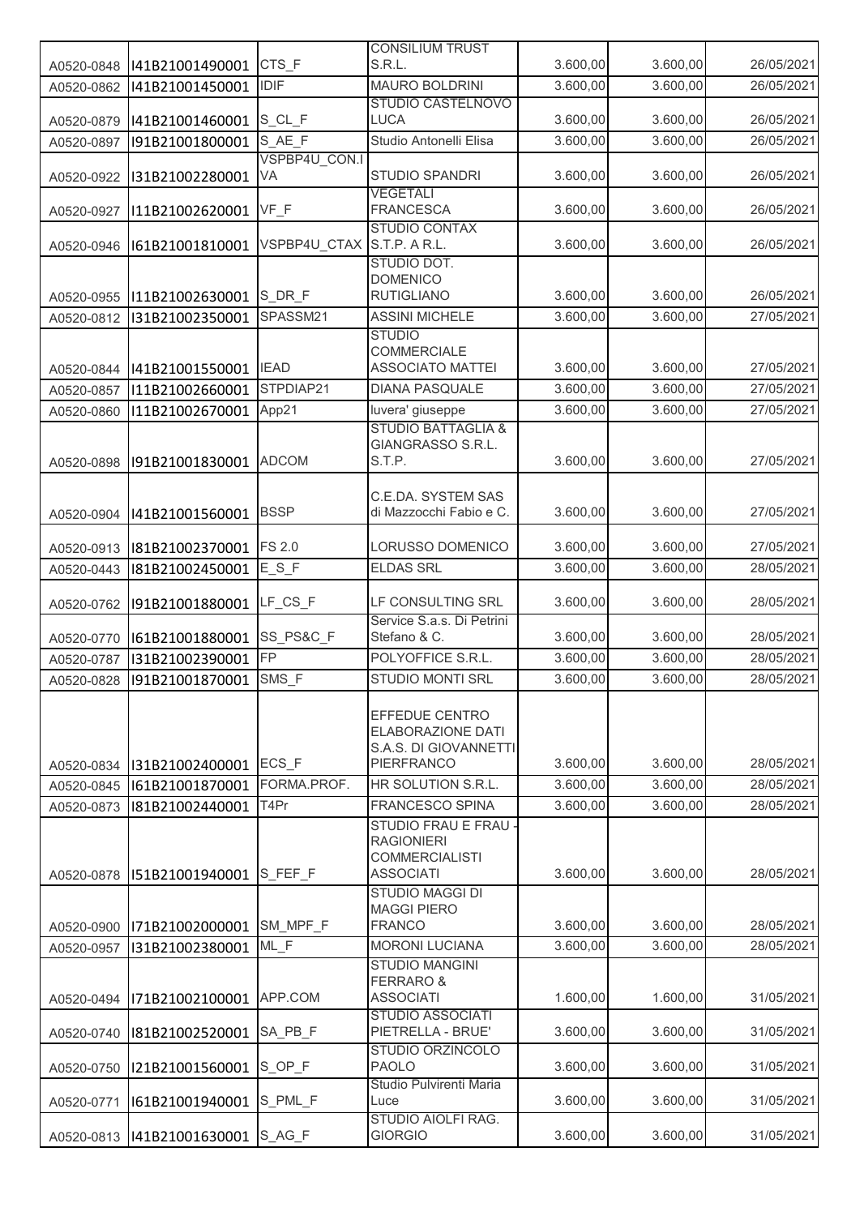| | | | | | | |
|---|---|---|---|---|---|---|
| A0520-0848 | I41B21001490001 | CTS_F | CONSILIUM TRUST S.R.L. | 3.600,00 | 3.600,00 | 26/05/2021 |
| A0520-0862 | I41B21001450001 | IDIF | MAURO BOLDRINI | 3.600,00 | 3.600,00 | 26/05/2021 |
| A0520-0879 | I41B21001460001 | S_CL_F | STUDIO CASTELNOVO LUCA | 3.600,00 | 3.600,00 | 26/05/2021 |
| A0520-0897 | I91B21001800001 | S_AE_F | Studio Antonelli Elisa | 3.600,00 | 3.600,00 | 26/05/2021 |
| A0520-0922 | I31B21002280001 | VSPBP4U_CON.IVA | STUDIO SPANDRI | 3.600,00 | 3.600,00 | 26/05/2021 |
| A0520-0927 | I11B21002620001 | VF_F | VEGETALI FRANCESCA | 3.600,00 | 3.600,00 | 26/05/2021 |
| A0520-0946 | I61B21001810001 | VSPBP4U_CTAX | STUDIO CONTAX S.T.P. A R.L. | 3.600,00 | 3.600,00 | 26/05/2021 |
| A0520-0955 | I11B21002630001 | S_DR_F | STUDIO DOT. DOMENICO RUTIGLIANO | 3.600,00 | 3.600,00 | 26/05/2021 |
| A0520-0812 | I31B21002350001 | SPASSM21 | ASSINI MICHELE | 3.600,00 | 3.600,00 | 27/05/2021 |
| A0520-0844 | I41B21001550001 | IEAD | STUDIO COMMERCIALE ASSOCIATO MATTEI | 3.600,00 | 3.600,00 | 27/05/2021 |
| A0520-0857 | I11B21002660001 | STPDIAP21 | DIANA PASQUALE | 3.600,00 | 3.600,00 | 27/05/2021 |
| A0520-0860 | I11B21002670001 | App21 | luvera' giuseppe | 3.600,00 | 3.600,00 | 27/05/2021 |
| A0520-0898 | I91B21001830001 | ADCOM | STUDIO BATTAGLIA & GIANGRASSO S.R.L. S.T.P. | 3.600,00 | 3.600,00 | 27/05/2021 |
| A0520-0904 | I41B21001560001 | BSSP | C.E.DA. SYSTEM SAS di Mazzocchi Fabio e C. | 3.600,00 | 3.600,00 | 27/05/2021 |
| A0520-0913 | I81B21002370001 | FS 2.0 | LORUSSO DOMENICO | 3.600,00 | 3.600,00 | 27/05/2021 |
| A0520-0443 | I81B21002450001 | E_S_F | ELDAS SRL | 3.600,00 | 3.600,00 | 28/05/2021 |
| A0520-0762 | I91B21001880001 | LF_CS_F | LF CONSULTING SRL | 3.600,00 | 3.600,00 | 28/05/2021 |
| A0520-0770 | I61B21001880001 | SS_PS&C_F | Service S.a.s. Di Petrini Stefano & C. | 3.600,00 | 3.600,00 | 28/05/2021 |
| A0520-0787 | I31B21002390001 | FP | POLYOFFICE S.R.L. | 3.600,00 | 3.600,00 | 28/05/2021 |
| A0520-0828 | I91B21001870001 | SMS_F | STUDIO MONTI SRL | 3.600,00 | 3.600,00 | 28/05/2021 |
| A0520-0834 | I31B21002400001 | ECS_F | EFFEDUE CENTRO ELABORAZIONE DATI S.A.S. DI GIOVANNETTI PIERFRANCO | 3.600,00 | 3.600,00 | 28/05/2021 |
| A0520-0845 | I61B21001870001 | FORMA.PROF. | HR SOLUTION S.R.L. | 3.600,00 | 3.600,00 | 28/05/2021 |
| A0520-0873 | I81B21002440001 | T4Pr | FRANCESCO SPINA | 3.600,00 | 3.600,00 | 28/05/2021 |
| A0520-0878 | I51B21001940001 | S_FEF_F | STUDIO FRAU E FRAU - RAGIONIERI COMMERCIALISTI ASSOCIATI | 3.600,00 | 3.600,00 | 28/05/2021 |
| A0520-0900 | I71B21002000001 | SM_MPF_F | STUDIO MAGGI DI MAGGI PIERO FRANCO | 3.600,00 | 3.600,00 | 28/05/2021 |
| A0520-0957 | I31B21002380001 | ML_F | MORONI LUCIANA | 3.600,00 | 3.600,00 | 28/05/2021 |
| A0520-0494 | I71B21002100001 | APP.COM | STUDIO MANGINI FERRARO & ASSOCIATI | 1.600,00 | 1.600,00 | 31/05/2021 |
| A0520-0740 | I81B21002520001 | SA_PB_F | STUDIO ASSOCIATI PIETRELLA - BRUE' | 3.600,00 | 3.600,00 | 31/05/2021 |
| A0520-0750 | I21B21001560001 | S_OP_F | STUDIO ORZINCOLO PAOLO | 3.600,00 | 3.600,00 | 31/05/2021 |
| A0520-0771 | I61B21001940001 | S_PML_F | Studio Pulvirenti Maria Luce | 3.600,00 | 3.600,00 | 31/05/2021 |
| A0520-0813 | I41B21001630001 | S_AG_F | STUDIO AIOLFI RAG. GIORGIO | 3.600,00 | 3.600,00 | 31/05/2021 |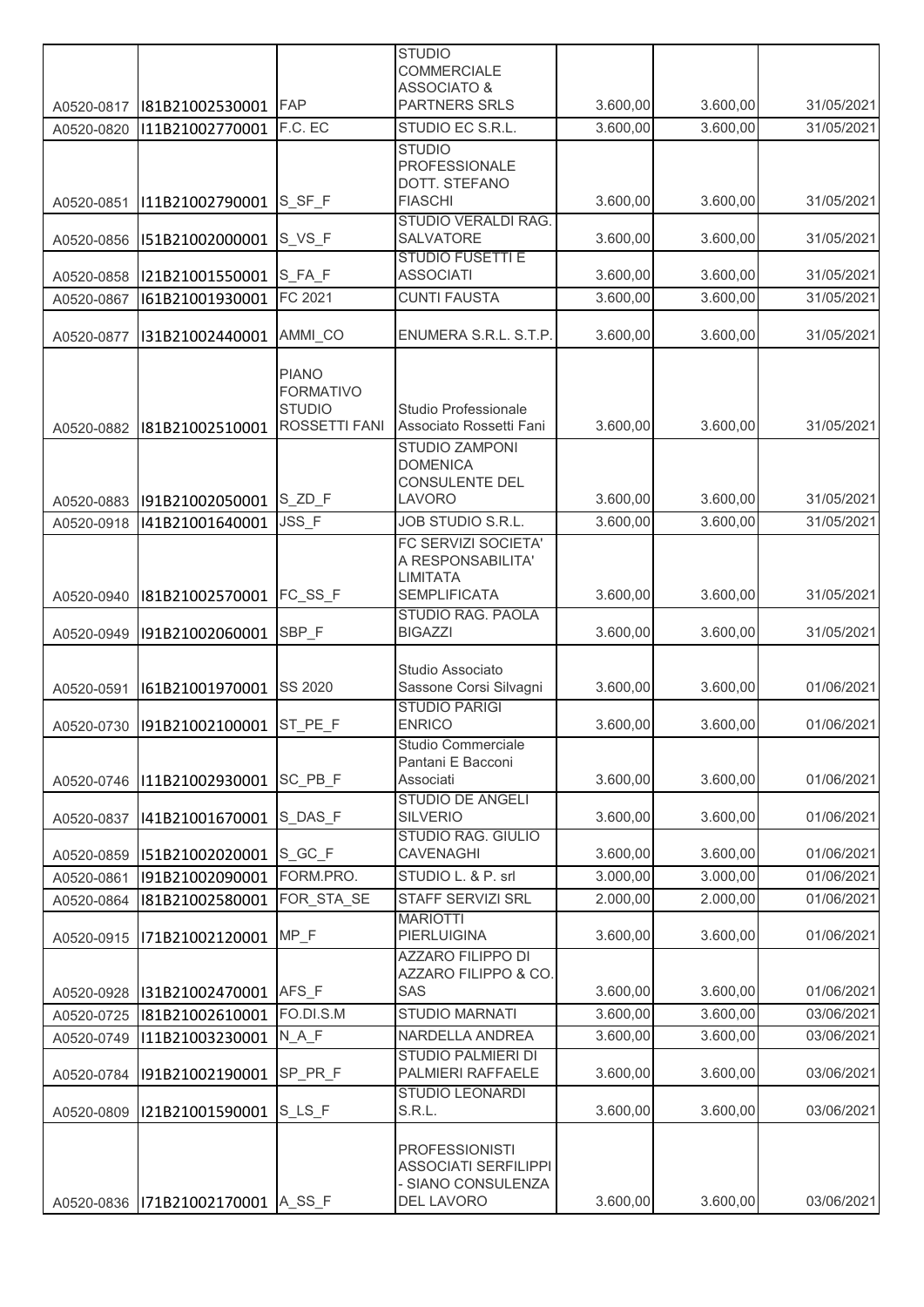| | | | | | | |
|---|---|---|---|---|---|---|
| A0520-0817 | I81B21002530001 | FAP | STUDIO COMMERCIALE ASSOCIATO & PARTNERS SRLS | 3.600,00 | 3.600,00 | 31/05/2021 |
| A0520-0820 | I11B21002770001 | F.C. EC | STUDIO EC S.R.L. | 3.600,00 | 3.600,00 | 31/05/2021 |
| A0520-0851 | I11B21002790001 | S_SF_F | STUDIO PROFESSIONALE DOTT. STEFANO FIASCHI | 3.600,00 | 3.600,00 | 31/05/2021 |
| A0520-0856 | I51B21002000001 | S_VS_F | STUDIO VERALDI RAG. SALVATORE | 3.600,00 | 3.600,00 | 31/05/2021 |
| A0520-0858 | I21B21001550001 | S_FA_F | STUDIO FUSETTI E ASSOCIATI | 3.600,00 | 3.600,00 | 31/05/2021 |
| A0520-0867 | I61B21001930001 | FC 2021 | CUNTI FAUSTA | 3.600,00 | 3.600,00 | 31/05/2021 |
| A0520-0877 | I31B21002440001 | AMMI_CO | ENUMERA S.R.L. S.T.P. | 3.600,00 | 3.600,00 | 31/05/2021 |
| A0520-0882 | I81B21002510001 | PIANO FORMATIVO STUDIO ROSSETTI FANI | Studio Professionale Associato Rossetti Fani | 3.600,00 | 3.600,00 | 31/05/2021 |
| A0520-0883 | I91B21002050001 | S_ZD_F | STUDIO ZAMPONI DOMENICA CONSULENTE DEL LAVORO | 3.600,00 | 3.600,00 | 31/05/2021 |
| A0520-0918 | I41B21001640001 | JSS_F | JOB STUDIO S.R.L. | 3.600,00 | 3.600,00 | 31/05/2021 |
| A0520-0940 | I81B21002570001 | FC_SS_F | FC SERVIZI SOCIETA' A RESPONSABILITA' LIMITATA SEMPLIFICATA | 3.600,00 | 3.600,00 | 31/05/2021 |
| A0520-0949 | I91B21002060001 | SBP_F | STUDIO RAG. PAOLA BIGAZZI | 3.600,00 | 3.600,00 | 31/05/2021 |
| A0520-0591 | I61B21001970001 | SS 2020 | Studio Associato Sassone Corsi Silvagni | 3.600,00 | 3.600,00 | 01/06/2021 |
| A0520-0730 | I91B21002100001 | ST_PE_F | STUDIO PARIGI ENRICO | 3.600,00 | 3.600,00 | 01/06/2021 |
| A0520-0746 | I11B21002930001 | SC_PB_F | Studio Commerciale Pantani E Bacconi Associati | 3.600,00 | 3.600,00 | 01/06/2021 |
| A0520-0837 | I41B21001670001 | S_DAS_F | STUDIO DE ANGELI SILVERIO | 3.600,00 | 3.600,00 | 01/06/2021 |
| A0520-0859 | I51B21002020001 | S_GC_F | STUDIO RAG. GIULIO CAVENAGHI | 3.600,00 | 3.600,00 | 01/06/2021 |
| A0520-0861 | I91B21002090001 | FORM.PRO. | STUDIO L. & P. srl | 3.000,00 | 3.000,00 | 01/06/2021 |
| A0520-0864 | I81B21002580001 | FOR_STA_SE | STAFF SERVIZI SRL | 2.000,00 | 2.000,00 | 01/06/2021 |
| A0520-0915 | I71B21002120001 | MP_F | MARIOTTI PIERLUIGINA | 3.600,00 | 3.600,00 | 01/06/2021 |
| A0520-0928 | I31B21002470001 | AFS_F | AZZARO FILIPPO DI AZZARO FILIPPO & CO. SAS | 3.600,00 | 3.600,00 | 01/06/2021 |
| A0520-0725 | I81B21002610001 | FO.DI.S.M | STUDIO MARNATI | 3.600,00 | 3.600,00 | 03/06/2021 |
| A0520-0749 | I11B21003230001 | N_A_F | NARDELLA ANDREA | 3.600,00 | 3.600,00 | 03/06/2021 |
| A0520-0784 | I91B21002190001 | SP_PR_F | STUDIO PALMIERI DI PALMIERI RAFFAELE | 3.600,00 | 3.600,00 | 03/06/2021 |
| A0520-0809 | I21B21001590001 | S_LS_F | STUDIO LEONARDI S.R.L. | 3.600,00 | 3.600,00 | 03/06/2021 |
| A0520-0836 | I71B21002170001 | A_SS_F | PROFESSIONISTI ASSOCIATI SERFILIPPI - SIANO CONSULENZA DEL LAVORO | 3.600,00 | 3.600,00 | 03/06/2021 |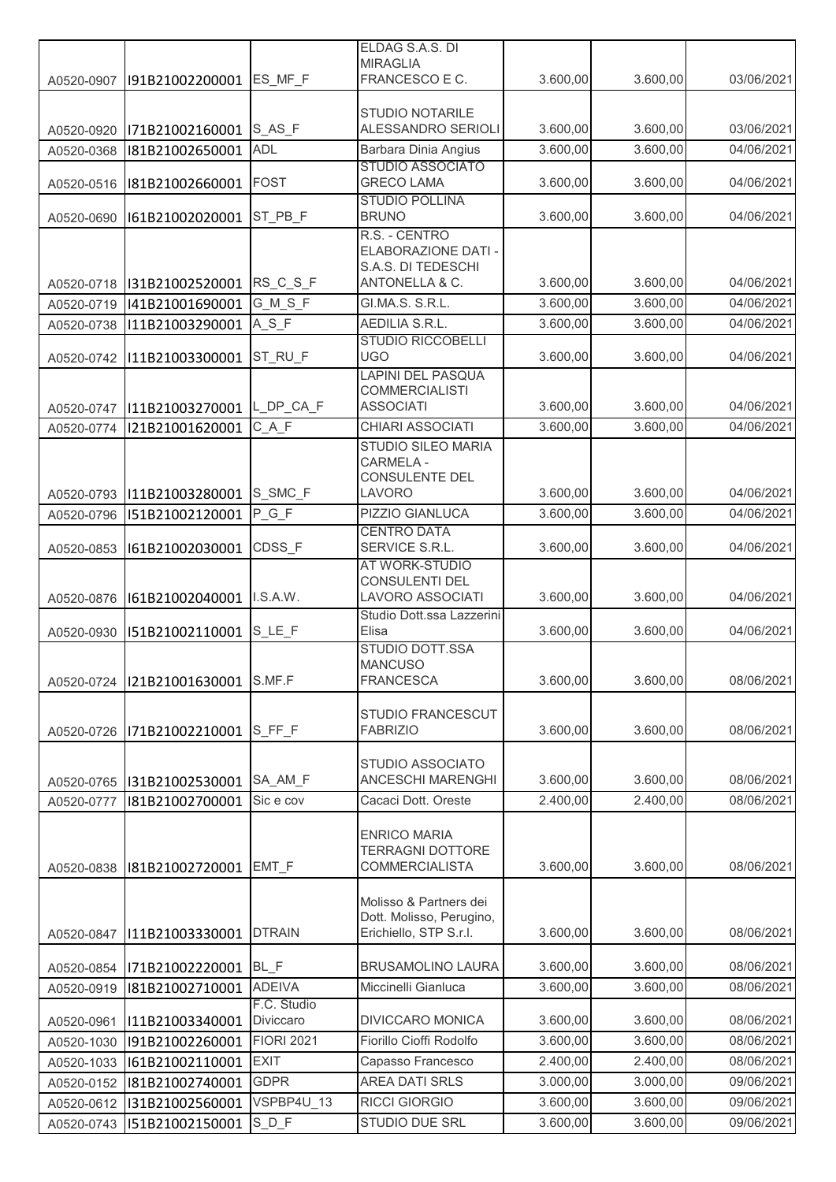| | | | | | | |
|---|---|---|---|---|---|---|
| A0520-0907 | I91B21002200001 | ES_MF_F | ELDAG S.A.S. DI MIRAGLIA FRANCESCO E C. | 3.600,00 | 3.600,00 | 03/06/2021 |
| A0520-0920 | I71B21002160001 | S_AS_F | STUDIO NOTARILE ALESSANDRO SERIOLI | 3.600,00 | 3.600,00 | 03/06/2021 |
| A0520-0368 | I81B21002650001 | ADL | Barbara Dinia Angius | 3.600,00 | 3.600,00 | 04/06/2021 |
| A0520-0516 | I81B21002660001 | FOST | STUDIO ASSOCIATO GRECO LAMA | 3.600,00 | 3.600,00 | 04/06/2021 |
| A0520-0690 | I61B21002020001 | ST_PB_F | STUDIO POLLINA BRUNO | 3.600,00 | 3.600,00 | 04/06/2021 |
| A0520-0718 | I31B21002520001 | RS_C_S_F | R.S. - CENTRO ELABORAZIONE DATI - S.A.S. DI TEDESCHI ANTONELLA & C. | 3.600,00 | 3.600,00 | 04/06/2021 |
| A0520-0719 | I41B21001690001 | G_M_S_F | GI.MA.S. S.R.L. | 3.600,00 | 3.600,00 | 04/06/2021 |
| A0520-0738 | I11B21003290001 | A_S_F | AEDILIA S.R.L. | 3.600,00 | 3.600,00 | 04/06/2021 |
| A0520-0742 | I11B21003300001 | ST_RU_F | STUDIO RICCOBELLI UGO | 3.600,00 | 3.600,00 | 04/06/2021 |
| A0520-0747 | I11B21003270001 | L_DP_CA_F | LAPINI DEL PASQUA COMMERCIALISTI ASSOCIATI | 3.600,00 | 3.600,00 | 04/06/2021 |
| A0520-0774 | I21B21001620001 | C_A_F | CHIARI ASSOCIATI | 3.600,00 | 3.600,00 | 04/06/2021 |
| A0520-0793 | I11B21003280001 | S_SMC_F | STUDIO SILEO MARIA CARMELA - CONSULENTE DEL LAVORO | 3.600,00 | 3.600,00 | 04/06/2021 |
| A0520-0796 | I51B21002120001 | P_G_F | PIZZIO GIANLUCA | 3.600,00 | 3.600,00 | 04/06/2021 |
| A0520-0853 | I61B21002030001 | CDSS_F | CENTRO DATA SERVICE S.R.L. | 3.600,00 | 3.600,00 | 04/06/2021 |
| A0520-0876 | I61B21002040001 | I.S.A.W. | AT WORK-STUDIO CONSULENTI DEL LAVORO ASSOCIATI | 3.600,00 | 3.600,00 | 04/06/2021 |
| A0520-0930 | I51B21002110001 | S_LE_F | Studio Dott.ssa Lazzerini Elisa | 3.600,00 | 3.600,00 | 04/06/2021 |
| A0520-0724 | I21B21001630001 | S.MF.F | STUDIO DOTT.SSA MANCUSO FRANCESCA | 3.600,00 | 3.600,00 | 08/06/2021 |
| A0520-0726 | I71B21002210001 | S_FF_F | STUDIO FRANCESCUT FABRIZIO | 3.600,00 | 3.600,00 | 08/06/2021 |
| A0520-0765 | I31B21002530001 | SA_AM_F | STUDIO ASSOCIATO ANCESCHI MARENGHI | 3.600,00 | 3.600,00 | 08/06/2021 |
| A0520-0777 | I81B21002700001 | Sic e cov | Cacaci Dott. Oreste | 2.400,00 | 2.400,00 | 08/06/2021 |
| A0520-0838 | I81B21002720001 | EMT_F | ENRICO MARIA TERRAGNI DOTTORE COMMERCIALISTA | 3.600,00 | 3.600,00 | 08/06/2021 |
| A0520-0847 | I11B21003330001 | DTRAIN | Molisso & Partners dei Dott. Molisso, Perugino, Erichiello, STP S.r.l. | 3.600,00 | 3.600,00 | 08/06/2021 |
| A0520-0854 | I71B21002220001 | BL_F | BRUSAMOLINO LAURA | 3.600,00 | 3.600,00 | 08/06/2021 |
| A0520-0919 | I81B21002710001 | ADEIVA | Miccinelli Gianluca | 3.600,00 | 3.600,00 | 08/06/2021 |
| A0520-0961 | I11B21003340001 | F.C. Studio Diviccaro | DIVICCARO MONICA | 3.600,00 | 3.600,00 | 08/06/2021 |
| A0520-1030 | I91B21002260001 | FIORI 2021 | Fiorillo Cioffi Rodolfo | 3.600,00 | 3.600,00 | 08/06/2021 |
| A0520-1033 | I61B21002110001 | EXIT | Capasso Francesco | 2.400,00 | 2.400,00 | 08/06/2021 |
| A0520-0152 | I81B21002740001 | GDPR | AREA DATI SRLS | 3.000,00 | 3.000,00 | 09/06/2021 |
| A0520-0612 | I31B21002560001 | VSPBP4U_13 | RICCI GIORGIO | 3.600,00 | 3.600,00 | 09/06/2021 |
| A0520-0743 | I51B21002150001 | S_D_F | STUDIO DUE SRL | 3.600,00 | 3.600,00 | 09/06/2021 |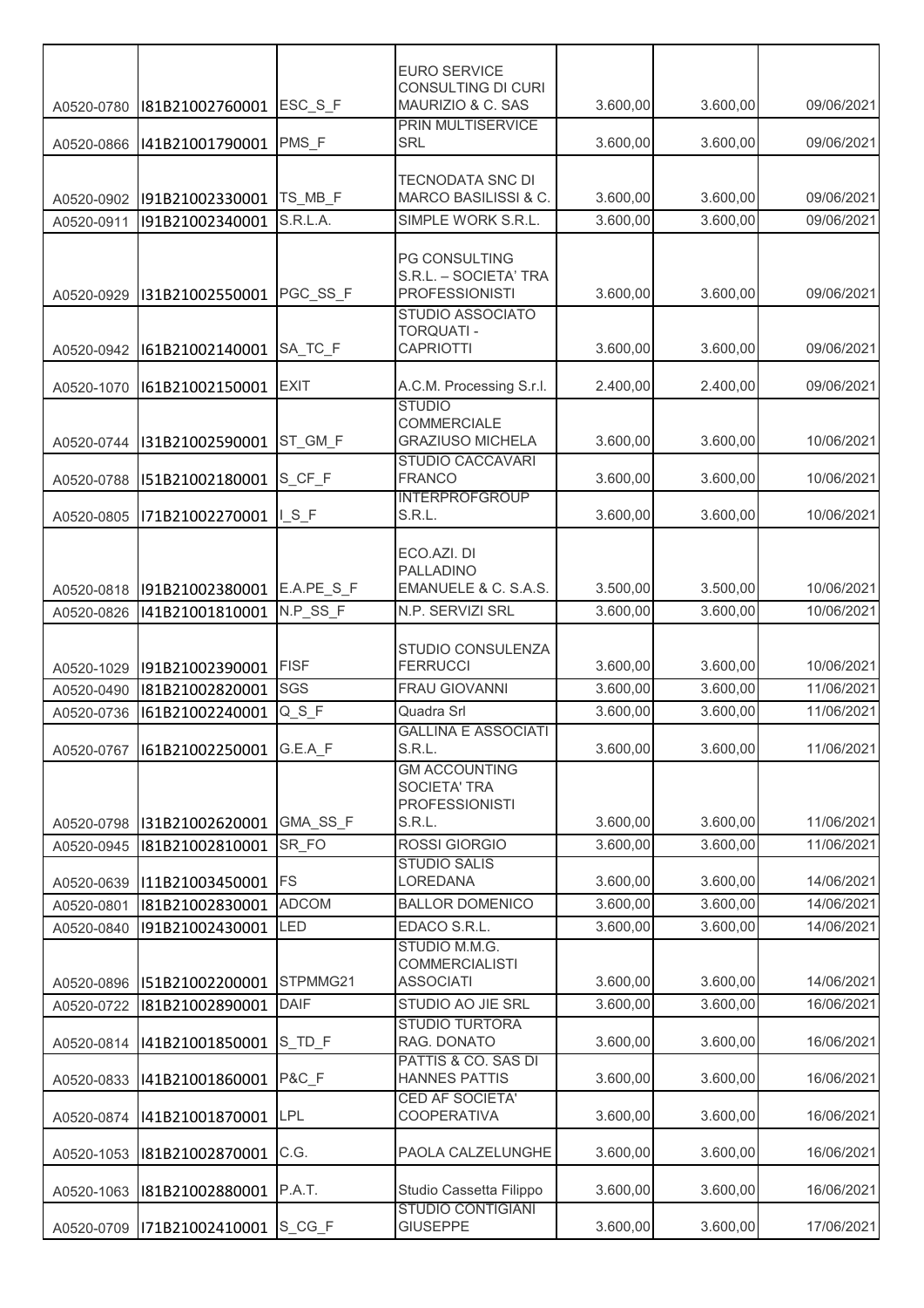| | | | | | | |
|---|---|---|---|---|---|---|
| A0520-0780 | I81B21002760001 | ESC_S_F | EURO SERVICE CONSULTING DI CURI MAURIZIO & C. SAS | 3.600,00 | 3.600,00 | 09/06/2021 |
| A0520-0866 | I41B21001790001 | PMS_F | PRIN MULTISERVICE SRL | 3.600,00 | 3.600,00 | 09/06/2021 |
| A0520-0902 | I91B21002330001 | TS_MB_F | TECNODATA SNC DI MARCO BASILISSI & C. | 3.600,00 | 3.600,00 | 09/06/2021 |
| A0520-0911 | I91B21002340001 | S.R.L.A. | SIMPLE WORK S.R.L. | 3.600,00 | 3.600,00 | 09/06/2021 |
| A0520-0929 | I31B21002550001 | PGC_SS_F | PG CONSULTING S.R.L. – SOCIETA' TRA PROFESSIONISTI | 3.600,00 | 3.600,00 | 09/06/2021 |
| A0520-0942 | I61B21002140001 | SA_TC_F | STUDIO ASSOCIATO TORQUATI - CAPRIOTTI | 3.600,00 | 3.600,00 | 09/06/2021 |
| A0520-1070 | I61B21002150001 | EXIT | A.C.M. Processing S.r.l. | 2.400,00 | 2.400,00 | 09/06/2021 |
| A0520-0744 | I31B21002590001 | ST_GM_F | STUDIO COMMERCIALE GRAZIUSO MICHELA | 3.600,00 | 3.600,00 | 10/06/2021 |
| A0520-0788 | I51B21002180001 | S_CF_F | STUDIO CACCAVARI FRANCO | 3.600,00 | 3.600,00 | 10/06/2021 |
| A0520-0805 | I71B21002270001 | I_S_F | INTERPROFGROUP S.R.L. | 3.600,00 | 3.600,00 | 10/06/2021 |
| A0520-0818 | I91B21002380001 | E.A.PE_S_F | ECO.AZI. DI PALLADINO EMANUELE & C. S.A.S. | 3.500,00 | 3.500,00 | 10/06/2021 |
| A0520-0826 | I41B21001810001 | N.P_SS_F | N.P. SERVIZI SRL | 3.600,00 | 3.600,00 | 10/06/2021 |
| A0520-1029 | I91B21002390001 | FISF | STUDIO CONSULENZA FERRUCCI | 3.600,00 | 3.600,00 | 10/06/2021 |
| A0520-0490 | I81B21002820001 | SGS | FRAU GIOVANNI | 3.600,00 | 3.600,00 | 11/06/2021 |
| A0520-0736 | I61B21002240001 | Q_S_F | Quadra Srl | 3.600,00 | 3.600,00 | 11/06/2021 |
| A0520-0767 | I61B21002250001 | G.E.A_F | GALLINA E ASSOCIATI S.R.L. | 3.600,00 | 3.600,00 | 11/06/2021 |
| A0520-0798 | I31B21002620001 | GMA_SS_F | GM ACCOUNTING SOCIETA' TRA PROFESSIONISTI S.R.L. | 3.600,00 | 3.600,00 | 11/06/2021 |
| A0520-0945 | I81B21002810001 | SR_FO | ROSSI GIORGIO | 3.600,00 | 3.600,00 | 11/06/2021 |
| A0520-0639 | I11B21003450001 | FS | STUDIO SALIS LOREDANA | 3.600,00 | 3.600,00 | 14/06/2021 |
| A0520-0801 | I81B21002830001 | ADCOM | BALLOR DOMENICO | 3.600,00 | 3.600,00 | 14/06/2021 |
| A0520-0840 | I91B21002430001 | LED | EDACO S.R.L. | 3.600,00 | 3.600,00 | 14/06/2021 |
| A0520-0896 | I51B21002200001 | STPMMG21 | STUDIO M.M.G. COMMERCIALISTI ASSOCIATI | 3.600,00 | 3.600,00 | 14/06/2021 |
| A0520-0722 | I81B21002890001 | DAIF | STUDIO AO JIE SRL | 3.600,00 | 3.600,00 | 16/06/2021 |
| A0520-0814 | I41B21001850001 | S_TD_F | STUDIO TURTORA RAG. DONATO | 3.600,00 | 3.600,00 | 16/06/2021 |
| A0520-0833 | I41B21001860001 | P&C_F | PATTIS & CO. SAS DI HANNES PATTIS | 3.600,00 | 3.600,00 | 16/06/2021 |
| A0520-0874 | I41B21001870001 | LPL | CED AF SOCIETA' COOPERATIVA | 3.600,00 | 3.600,00 | 16/06/2021 |
| A0520-1053 | I81B21002870001 | C.G. | PAOLA CALZELUNGHE | 3.600,00 | 3.600,00 | 16/06/2021 |
| A0520-1063 | I81B21002880001 | P.A.T. | Studio Cassetta Filippo | 3.600,00 | 3.600,00 | 16/06/2021 |
| A0520-0709 | I71B21002410001 | S_CG_F | STUDIO CONTIGIANI GIUSEPPE | 3.600,00 | 3.600,00 | 17/06/2021 |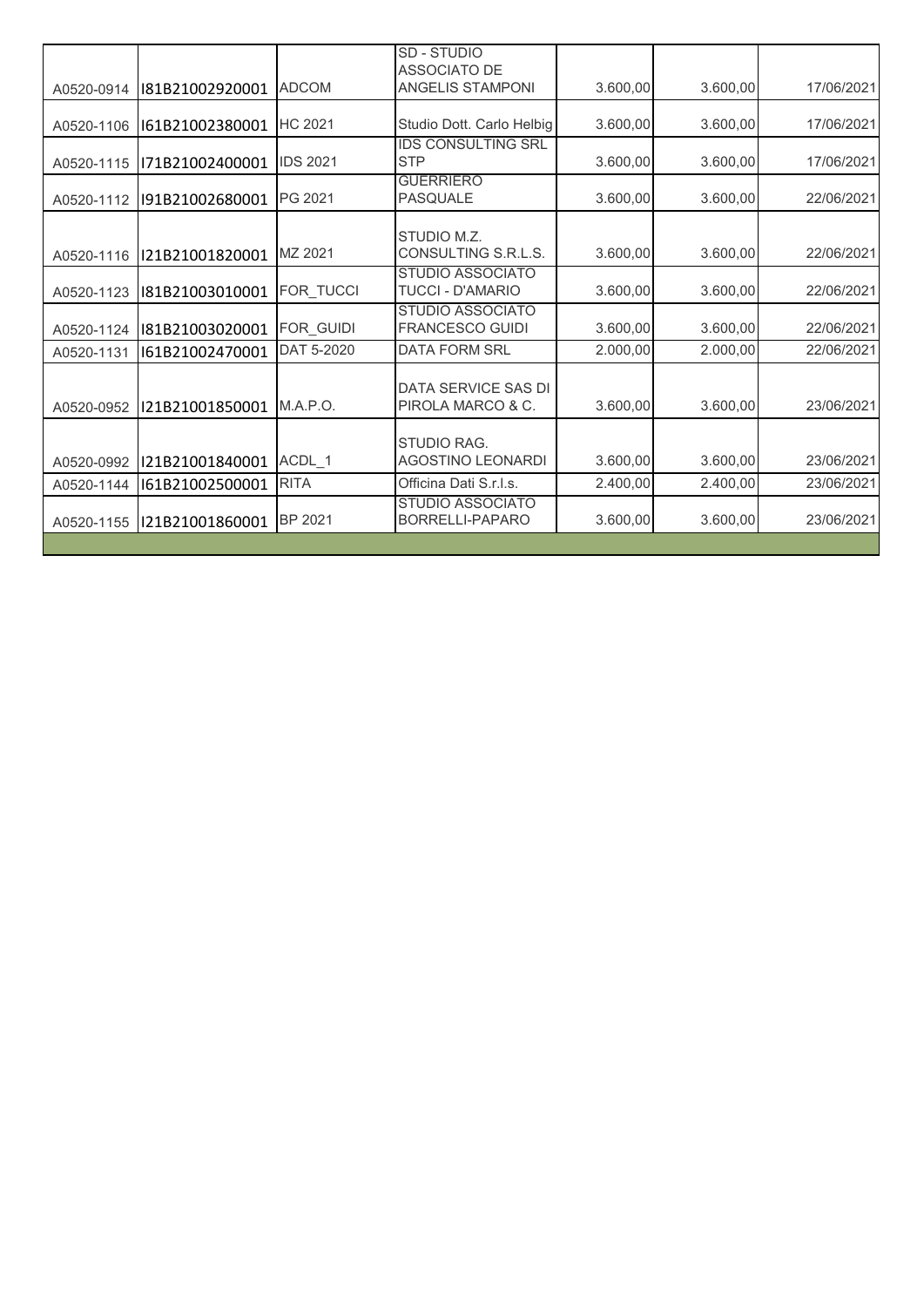| | | | | | | |
|---|---|---|---|---|---|---|
| A0520-0914 | I81B21002920001 | ADCOM | SD - STUDIO ASSOCIATO DE ANGELIS STAMPONI | 3.600,00 | 3.600,00 | 17/06/2021 |
| A0520-1106 | I61B21002380001 | HC 2021 | Studio Dott. Carlo Helbig | 3.600,00 | 3.600,00 | 17/06/2021 |
| A0520-1115 | I71B21002400001 | IDS 2021 | IDS CONSULTING SRL STP | 3.600,00 | 3.600,00 | 17/06/2021 |
| A0520-1112 | I91B21002680001 | PG 2021 | GUERRIERO PASQUALE | 3.600,00 | 3.600,00 | 22/06/2021 |
| A0520-1116 | I21B21001820001 | MZ 2021 | STUDIO M.Z. CONSULTING S.R.L.S. | 3.600,00 | 3.600,00 | 22/06/2021 |
| A0520-1123 | I81B21003010001 | FOR_TUCCI | STUDIO ASSOCIATO TUCCI - D'AMARIO | 3.600,00 | 3.600,00 | 22/06/2021 |
| A0520-1124 | I81B21003020001 | FOR_GUIDI | STUDIO ASSOCIATO FRANCESCO GUIDI | 3.600,00 | 3.600,00 | 22/06/2021 |
| A0520-1131 | I61B21002470001 | DAT 5-2020 | DATA FORM SRL | 2.000,00 | 2.000,00 | 22/06/2021 |
| A0520-0952 | I21B21001850001 | M.A.P.O. | DATA SERVICE SAS DI PIROLA MARCO & C. | 3.600,00 | 3.600,00 | 23/06/2021 |
| A0520-0992 | I21B21001840001 | ACDL_1 | STUDIO RAG. AGOSTINO LEONARDI | 3.600,00 | 3.600,00 | 23/06/2021 |
| A0520-1144 | I61B21002500001 | RITA | Officina Dati S.r.l.s. | 2.400,00 | 2.400,00 | 23/06/2021 |
| A0520-1155 | I21B21001860001 | BP 2021 | STUDIO ASSOCIATO BORRELLI-PAPARO | 3.600,00 | 3.600,00 | 23/06/2021 |